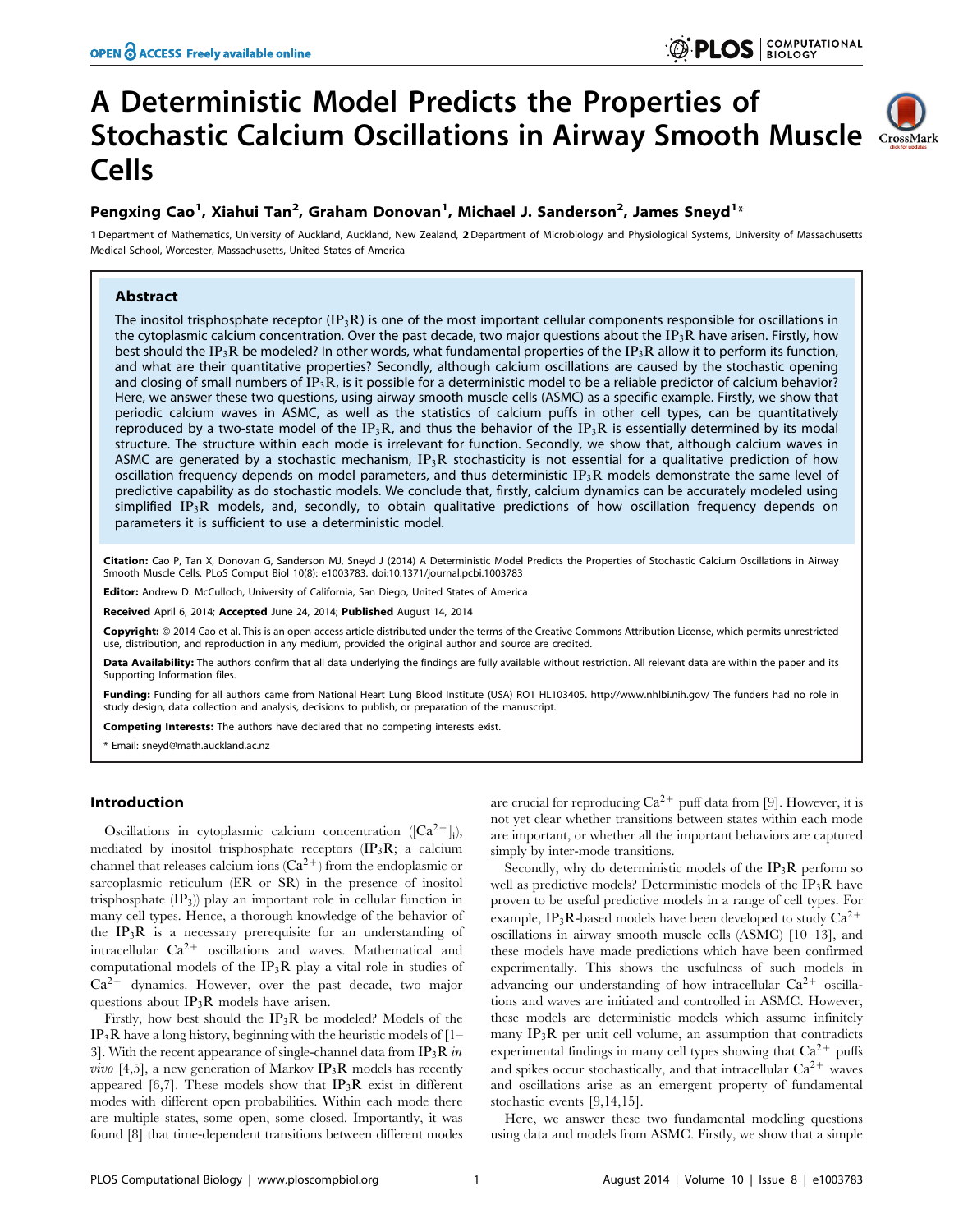OPEN ACCESS Freely available online

# A Deterministic Model Predicts the Properties of Stochastic Calcium Oscillations in Airway Smooth Muscle Cells

Pengxing Cao[1], Xiahui Tan[2], Graham Donovan[1], Michael J. Sanderson[2], James Sneyd[1]*

1 Department of Mathematics, University of Auckland, Auckland, New Zealand, 2 Department of Microbiology and Physiological Systems, University of Massachusetts Medical School, Worcester, Massachusetts, United States of America

## Abstract

The inositol trisphosphate receptor ($IP_3R$) is one of the most important cellular components responsible for oscillations in the cytoplasmic calcium concentration. Over the past decade, two major questions about the $IP_3R$ have arisen. Firstly, how best should the $IP_3R$ be modeled? In other words, what fundamental properties of the $IP_3R$ allow it to perform its function, and what are their quantitative properties? Secondly, although calcium oscillations are caused by the stochastic opening and closing of small numbers of $IP_3R$, is it possible for a deterministic model to be a reliable predictor of calcium behavior? Here, we answer these two questions, using airway smooth muscle cells (ASMC) as a specific example. Firstly, we show that periodic calcium waves in ASMC, as well as the statistics of calcium puffs in other cell types, can be quantitatively reproduced by a two-state model of the $IP_3R$, and thus the behavior of the $IP_3R$ is essentially determined by its modal structure. The structure within each mode is irrelevant for function. Secondly, we show that, although calcium waves in ASMC are generated by a stochastic mechanism, $IP_3R$ stochasticity is not essential for a qualitative prediction of how oscillation frequency depends on model parameters, and thus deterministic $IP_3R$ models demonstrate the same level of predictive capability as do stochastic models. We conclude that, firstly, calcium dynamics can be accurately modeled using simplified $IP_3R$ models, and, secondly, to obtain qualitative predictions of how oscillation frequency depends on parameters it is sufficient to use a deterministic model.

**Citation:** Cao P, Tan X, Donovan G, Sanderson MJ, Sneyd J (2014) A Deterministic Model Predicts the Properties of Stochastic Calcium Oscillations in Airway Smooth Muscle Cells. PLoS Comput Biol 10(8): e1003783. doi:10.1371/journal.pcbi.1003783

**Editor:** Andrew D. McCulloch, University of California, San Diego, United States of America

**Received** April 6, 2014; **Accepted** June 24, 2014; **Published** August 14, 2014

**Copyright:** © 2014 Cao et al. This is an open-access article distributed under the terms of the Creative Commons Attribution License, which permits unrestricted use, distribution, and reproduction in any medium, provided the original author and source are credited.

**Data Availability:** The authors confirm that all data underlying the findings are fully available without restriction. All relevant data are within the paper and its Supporting Information files.

**Funding:** Funding for all authors came from National Heart Lung Blood Institute (USA) RO1 HL103405. http://www.nhlbi.nih.gov/ The funders had no role in study design, data collection and analysis, decisions to publish, or preparation of the manuscript.

**Competing Interests:** The authors have declared that no competing interests exist.

\* Email: sneyd@math.auckland.ac.nz

## Introduction

Oscillations in cytoplasmic calcium concentration ($[Ca^{2+}]_i$), mediated by inositol trisphosphate receptors ($IP_3R$; a calcium channel that releases calcium ions ($Ca^{2+}$) from the endoplasmic or sarcoplasmic reticulum (ER or SR) in the presence of inositol trisphosphate ($IP_3$)) play an important role in cellular function in many cell types. Hence, a thorough knowledge of the behavior of the $IP_3R$ is a necessary prerequisite for an understanding of intracellular $Ca^{2+}$ oscillations and waves. Mathematical and computational models of the $IP_3R$ play a vital role in studies of $Ca^{2+}$ dynamics. However, over the past decade, two major questions about $IP_3R$ models have arisen.

Firstly, how best should the $IP_3R$ be modeled? Models of the $IP_3R$ have a long history, beginning with the heuristic models of [1–3]. With the recent appearance of single-channel data from $IP_3R$ *in vivo* [4,5], a new generation of Markov $IP_3R$ models has recently appeared [6,7]. These models show that $IP_3R$ exist in different modes with different open probabilities. Within each mode there are multiple states, some open, some closed. Importantly, it was found [8] that time-dependent transitions between different modes are crucial for reproducing $Ca^{2+}$ puff data from [9]. However, it is not yet clear whether transitions between states within each mode are important, or whether all the important behaviors are captured simply by inter-mode transitions.

Secondly, why do deterministic models of the $IP_3R$ perform so well as predictive models? Deterministic models of the $IP_3R$ have proven to be useful predictive models in a range of cell types. For example, $IP_3R$-based models have been developed to study $Ca^{2+}$ oscillations in airway smooth muscle cells (ASMC) [10–13], and these models have made predictions which have been confirmed experimentally. This shows the usefulness of such models in advancing our understanding of how intracellular $Ca^{2+}$ oscillations and waves are initiated and controlled in ASMC. However, these models are deterministic models which assume infinitely many $IP_3R$ per unit cell volume, an assumption that contradicts experimental findings in many cell types showing that $Ca^{2+}$ puffs and spikes occur stochastically, and that intracellular $Ca^{2+}$ waves and oscillations arise as an emergent property of fundamental stochastic events [9,14,15].

Here, we answer these two fundamental modeling questions using data and models from ASMC. Firstly, we show that a simple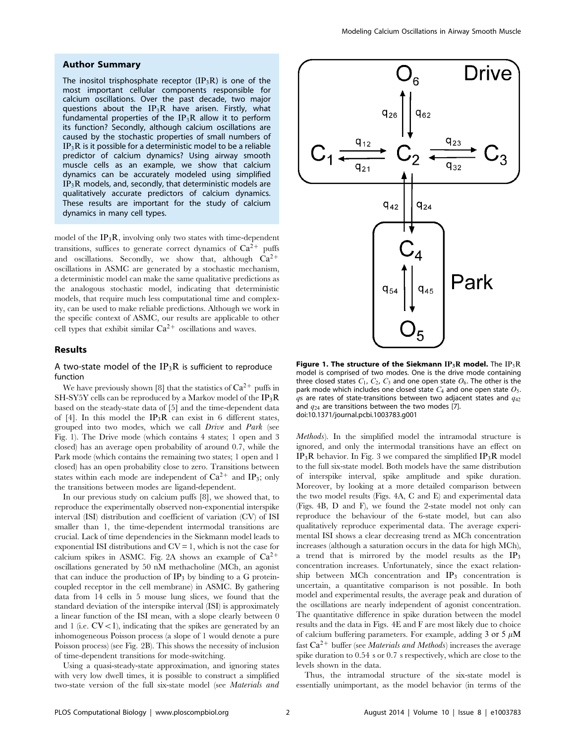## Author Summary

The inositol trisphosphate receptor ($IP_3R$) is one of the most important cellular components responsible for calcium oscillations. Over the past decade, two major questions about the $IP_3R$ have arisen. Firstly, what fundamental properties of the $IP_3R$ allow it to perform its function? Secondly, although calcium oscillations are caused by the stochastic properties of small numbers of $IP_3R$ is it possible for a deterministic model to be a reliable predictor of calcium dynamics? Using airway smooth muscle cells as an example, we show that calcium dynamics can be accurately modeled using simplified $IP_3R$ models, and, secondly, that deterministic models are qualitatively accurate predictors of calcium dynamics. These results are important for the study of calcium dynamics in many cell types.

model of the $IP_3R$, involving only two states with time-dependent transitions, suffices to generate correct dynamics of $Ca^{2+}$ puffs and oscillations. Secondly, we show that, although $Ca^{2+}$ oscillations in ASMC are generated by a stochastic mechanism, a deterministic model can make the same qualitative predictions as the analogous stochastic model, indicating that deterministic models, that require much less computational time and complexity, can be used to make reliable predictions. Although we work in the specific context of ASMC, our results are applicable to other cell types that exhibit similar $Ca^{2+}$ oscillations and waves.

## Results

### A two-state model of the $IP_3R$ is sufficient to reproduce function

We have previously shown [8] that the statistics of $Ca^{2+}$ puffs in SH-SY5Y cells can be reproduced by a Markov model of the $IP_3R$ based on the steady-state data of [5] and the time-dependent data of [4]. In this model the $IP_3R$ can exist in 6 different states, grouped into two modes, which we call *Drive* and *Park* (see Fig. 1). The Drive mode (which contains 4 states; 1 open and 3 closed) has an average open probability of around 0.7, while the Park mode (which contains the remaining two states; 1 open and 1 closed) has an open probability close to zero. Transitions between states within each mode are independent of $Ca^{2+}$ and $IP_3$; only the transitions between modes are ligand-dependent.

In our previous study on calcium puffs [8], we showed that, to reproduce the experimentally observed non-exponential interspike interval (ISI) distribution and coefficient of variation (CV) of ISI smaller than 1, the time-dependent intermodal transitions are crucial. Lack of time dependencies in the Siekmann model leads to exponential ISI distributions and CV = 1, which is not the case for calcium spikes in ASMC. Fig. 2A shows an example of $Ca^{2+}$ oscillations generated by 50 nM methacholine (MCh, an agonist that can induce the production of $IP_3$ by binding to a G protein-coupled receptor in the cell membrane) in ASMC. By gathering data from 14 cells in 5 mouse lung slices, we found that the standard deviation of the interspike interval (ISI) is approximately a linear function of the ISI mean, with a slope clearly between 0 and 1 (i.e. CV<1), indicating that the spikes are generated by an inhomogeneous Poisson process (a slope of 1 would denote a pure Poisson process) (see Fig. 2B). This shows the necessity of inclusion of time-dependent transitions for mode-switching.

Using a quasi-steady-state approximation, and ignoring states with very low dwell times, it is possible to construct a simplified two-state version of the full six-state model (see *Materials and Methods*). In the simplified model the intramodal structure is ignored, and only the intermodal transitions have an effect on $IP_3R$ behavior. In Fig. 3 we compared the simplified $IP_3R$ model to the full six-state model. Both models have the same distribution of interspike interval, spike amplitude and spike duration. Moreover, by looking at a more detailed comparison between the two model results (Figs. 4A, C and E) and experimental data (Figs. 4B, D and F), we found the 2-state model not only can reproduce the behaviour of the 6-state model, but can also qualitatively reproduce experimental data. The average experimental ISI shows a clear decreasing trend as MCh concentration increases (although a saturation occurs in the data for high MCh), a trend that is mirrored by the model results as the $IP_3$ concentration increases. Unfortunately, since the exact relationship between MCh concentration and $IP_3$ concentration is uncertain, a quantitative comparison is not possible. In both model and experimental results, the average peak and duration of the oscillations are nearly independent of agonist concentration. The quantitative difference in spike duration between the model results and the data in Figs. 4E and F are most likely due to choice of calcium buffering parameters. For example, adding 3 or 5 $\mu$M fast $Ca^{2+}$ buffer (see *Materials and Methods*) increases the average spike duration to 0.54 s or 0.7 s respectively, which are close to the levels shown in the data.

Thus, the intramodal structure of the six-state model is essentially unimportant, as the model behavior (in terms of the

**Figure 1. The structure of the Siekmann $IP_3R$ model.** The $IP_3R$ model is comprised of two modes. One is the drive mode containing three closed states $C_1$, $C_2$, $C_3$ and one open state $O_6$. The other is the park mode which includes one closed state $C_4$ and one open state $O_5$. $q$s are rates of state-transitions between two adjacent states and $q_{42}$ and $q_{24}$ are transitions between the two modes [7].
doi:10.1371/journal.pcbi.1003783.g001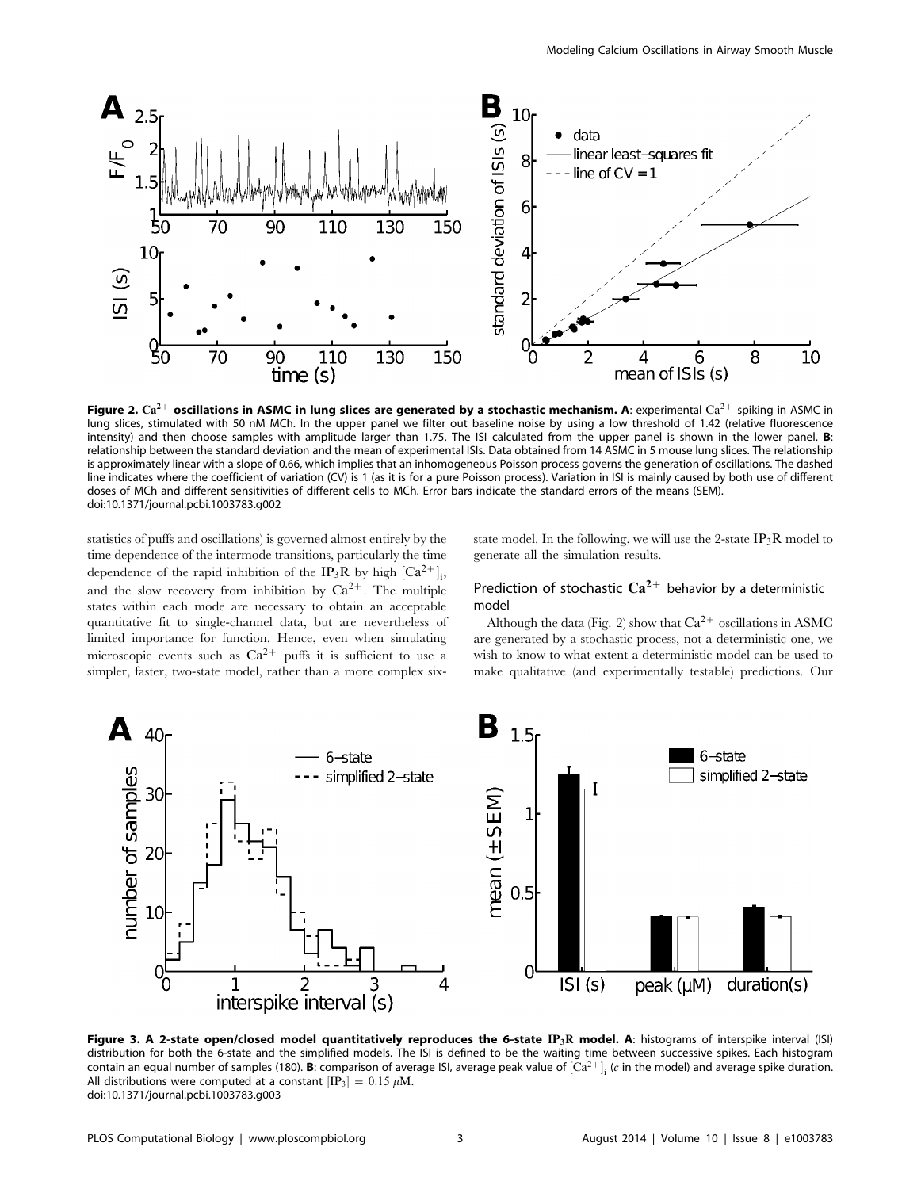**Figure 2. $Ca^{2+}$ oscillations in ASMC in lung slices are generated by a stochastic mechanism. A**: experimental $Ca^{2+}$ spiking in ASMC in lung slices, stimulated with 50 nM MCh. In the upper panel we filter out baseline noise by using a low threshold of 1.42 (relative fluorescence intensity) and then choose samples with amplitude larger than 1.75. The ISI calculated from the upper panel is shown in the lower panel. **B**: relationship between the standard deviation and the mean of experimental ISIs. Data obtained from 14 ASMC in 5 mouse lung slices. The relationship is approximately linear with a slope of 0.66, which implies that an inhomogeneous Poisson process governs the generation of oscillations. The dashed line indicates where the coefficient of variation (CV) is 1 (as it is for a pure Poisson process). Variation in ISI is mainly caused by both use of different doses of MCh and different sensitivities of different cells to MCh. Error bars indicate the standard errors of the means (SEM).
doi:10.1371/journal.pcbi.1003783.g002

statistics of puffs and oscillations) is governed almost entirely by the time dependence of the intermode transitions, particularly the time dependence of the rapid inhibition of the $IP_3R$ by high $[Ca^{2+}]_i$, and the slow recovery from inhibition by $Ca^{2+}$. The multiple states within each mode are necessary to obtain an acceptable quantitative fit to single-channel data, but are nevertheless of limited importance for function. Hence, even when simulating microscopic events such as $Ca^{2+}$ puffs it is sufficient to use a simpler, faster, two-state model, rather than a more complex six-state model. In the following, we will use the 2-state $IP_3R$ model to generate all the simulation results.

### Prediction of stochastic $Ca^{2+}$ behavior by a deterministic model

Although the data (Fig. 2) show that $Ca^{2+}$ oscillations in ASMC are generated by a stochastic process, not a deterministic one, we wish to know to what extent a deterministic model can be used to make qualitative (and experimentally testable) predictions. Our

**Figure 3. A 2-state open/closed model quantitatively reproduces the 6-state $IP_3R$ model. A**: histograms of interspike interval (ISI) distribution for both the 6-state and the simplified models. The ISI is defined to be the waiting time between successive spikes. Each histogram contain an equal number of samples (180). **B**: comparison of average ISI, average peak value of $[Ca^{2+}]_i$ ($c$ in the model) and average spike duration. All distributions were computed at a constant $[IP_3] = 0.15\ \mu M$.
doi:10.1371/journal.pcbi.1003783.g003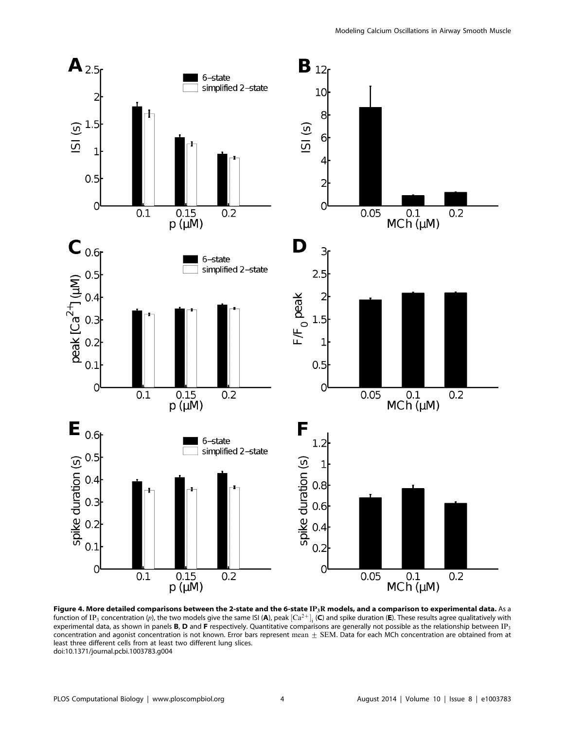**Figure 4. More detailed comparisons between the 2-state and the 6-state $IP_3R$ models, and a comparison to experimental data.** As a function of $IP_3$ concentration ($p$), the two models give the same ISI (**A**), peak $[Ca^{2+}]_i$ (**C**) and spike duration (**E**). These results agree qualitatively with experimental data, as shown in panels **B**, **D** and **F** respectively. Quantitative comparisons are generally not possible as the relationship between $IP_3$ concentration and agonist concentration is not known. Error bars represent mean $\pm$ SEM. Data for each MCh concentration are obtained from at least three different cells from at least two different lung slices.
doi:10.1371/journal.pcbi.1003783.g004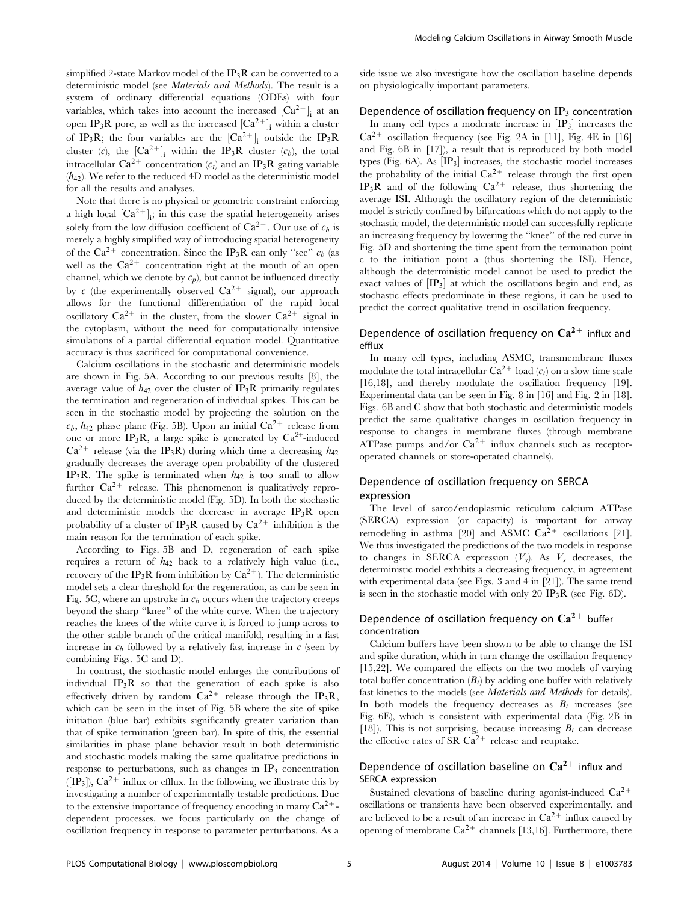simplified 2-state Markov model of the $IP_3R$ can be converted to a deterministic model (see *Materials and Methods*). The result is a system of ordinary differential equations (ODEs) with four variables, which takes into account the increased $[Ca^{2+}]_i$ at an open $IP_3R$ pore, as well as the increased $[Ca^{2+}]_i$ within a cluster of $IP_3R$; the four variables are the $[Ca^{2+}]_i$ outside the $IP_3R$ cluster ($c$), the $[Ca^{2+}]_i$ within the $IP_3R$ cluster ($c_b$), the total intracellular $Ca^{2+}$ concentration ($c_t$) and an $IP_3R$ gating variable ($h_{42}$). We refer to the reduced 4D model as the deterministic model for all the results and analyses.

Note that there is no physical or geometric constraint enforcing a high local $[Ca^{2+}]_i$; in this case the spatial heterogeneity arises solely from the low diffusion coefficient of $Ca^{2+}$. Our use of $c_b$ is merely a highly simplified way of introducing spatial heterogeneity of the $Ca^{2+}$ concentration. Since the $IP_3R$ can only "see" $c_b$ (as well as the $Ca^{2+}$ concentration right at the mouth of an open channel, which we denote by $c_p$), but cannot be influenced directly by $c$ (the experimentally observed $Ca^{2+}$ signal), our approach allows for the functional differentiation of the rapid local oscillatory $Ca^{2+}$ in the cluster, from the slower $Ca^{2+}$ signal in the cytoplasm, without the need for computationally intensive simulations of a partial differential equation model. Quantitative accuracy is thus sacrificed for computational convenience.

Calcium oscillations in the stochastic and deterministic models are shown in Fig. 5A. According to our previous results [8], the average value of $h_{42}$ over the cluster of $IP_3R$ primarily regulates the termination and regeneration of individual spikes. This can be seen in the stochastic model by projecting the solution on the $c_b$, $h_{42}$ phase plane (Fig. 5B). Upon an initial $Ca^{2+}$ release from one or more $IP_3R$, a large spike is generated by $Ca^{2+}$-induced $Ca^{2+}$ release (via the $IP_3R$) during which time a decreasing $h_{42}$ gradually decreases the average open probability of the clustered $IP_3R$. The spike is terminated when $h_{42}$ is too small to allow further $Ca^{2+}$ release. This phenomenon is qualitatively reproduced by the deterministic model (Fig. 5D). In both the stochastic and deterministic models the decrease in average $IP_3R$ open probability of a cluster of $IP_3R$ caused by $Ca^{2+}$ inhibition is the main reason for the termination of each spike.

According to Figs. 5B and D, regeneration of each spike requires a return of $h_{42}$ back to a relatively high value (i.e., recovery of the $IP_3R$ from inhibition by $Ca^{2+}$). The deterministic model sets a clear threshold for the regeneration, as can be seen in Fig. 5C, where an upstroke in $c_b$ occurs when the trajectory creeps beyond the sharp "knee" of the white curve. When the trajectory reaches the knees of the white curve it is forced to jump across to the other stable branch of the critical manifold, resulting in a fast increase in $c_b$ followed by a relatively fast increase in $c$ (seen by combining Figs. 5C and D).

In contrast, the stochastic model enlarges the contributions of individual $IP_3R$ so that the generation of each spike is also effectively driven by random $Ca^{2+}$ release through the $IP_3R$, which can be seen in the inset of Fig. 5B where the site of spike initiation (blue bar) exhibits significantly greater variation than that of spike termination (green bar). In spite of this, the essential similarities in phase plane behavior result in both deterministic and stochastic models making the same qualitative predictions in response to perturbations, such as changes in $IP_3$ concentration ($[IP_3]$), $Ca^{2+}$ influx or efflux. In the following, we illustrate this by investigating a number of experimentally testable predictions. Due to the extensive importance of frequency encoding in many $Ca^{2+}$-dependent processes, we focus particularly on the change of oscillation frequency in response to parameter perturbations. As a side issue we also investigate how the oscillation baseline depends on physiologically important parameters.

### Dependence of oscillation frequency on $IP_3$ concentration

In many cell types a moderate increase in $[IP_3]$ increases the $Ca^{2+}$ oscillation frequency (see Fig. 2A in [11], Fig. 4E in [16] and Fig. 6B in [17]), a result that is reproduced by both model types (Fig. 6A). As $[IP_3]$ increases, the stochastic model increases the probability of the initial $Ca^{2+}$ release through the first open $IP_3R$ and of the following $Ca^{2+}$ release, thus shortening the average ISI. Although the oscillatory region of the deterministic model is strictly confined by bifurcations which do not apply to the stochastic model, the deterministic model can successfully replicate an increasing frequency by lowering the "knee" of the red curve in Fig. 5D and shortening the time spent from the termination point c to the initiation point a (thus shortening the ISI). Hence, although the deterministic model cannot be used to predict the exact values of $[IP_3]$ at which the oscillations begin and end, as stochastic effects predominate in these regions, it can be used to predict the correct qualitative trend in oscillation frequency.

### Dependence of oscillation frequency on $Ca^{2+}$ influx and efflux

In many cell types, including ASMC, transmembrane fluxes modulate the total intracellular $Ca^{2+}$ load ($c_t$) on a slow time scale [16,18], and thereby modulate the oscillation frequency [19]. Experimental data can be seen in Fig. 8 in [16] and Fig. 2 in [18]. Figs. 6B and C show that both stochastic and deterministic models predict the same qualitative changes in oscillation frequency in response to changes in membrane fluxes (through membrane ATPase pumps and/or $Ca^{2+}$ influx channels such as receptor-operated channels or store-operated channels).

### Dependence of oscillation frequency on SERCA expression

The level of sarco/endoplasmic reticulum calcium ATPase (SERCA) expression (or capacity) is important for airway remodeling in asthma [20] and ASMC $Ca^{2+}$ oscillations [21]. We thus investigated the predictions of the two models in response to changes in SERCA expression ($V_s$). As $V_s$ decreases, the deterministic model exhibits a decreasing frequency, in agreement with experimental data (see Figs. 3 and 4 in [21]). The same trend is seen in the stochastic model with only 20 $IP_3R$ (see Fig. 6D).

### Dependence of oscillation frequency on $Ca^{2+}$ buffer concentration

Calcium buffers have been shown to be able to change the ISI and spike duration, which in turn change the oscillation frequency [15,22]. We compared the effects on the two models of varying total buffer concentration ($B_t$) by adding one buffer with relatively fast kinetics to the models (see *Materials and Methods* for details). In both models the frequency decreases as $B_t$ increases (see Fig. 6E), which is consistent with experimental data (Fig. 2B in [18]). This is not surprising, because increasing $B_t$ can decrease the effective rates of SR $Ca^{2+}$ release and reuptake.

### Dependence of oscillation baseline on $Ca^{2+}$ influx and SERCA expression

Sustained elevations of baseline during agonist-induced $Ca^{2+}$ oscillations or transients have been observed experimentally, and are believed to be a result of an increase in $Ca^{2+}$ influx caused by opening of membrane $Ca^{2+}$ channels [13,16]. Furthermore, there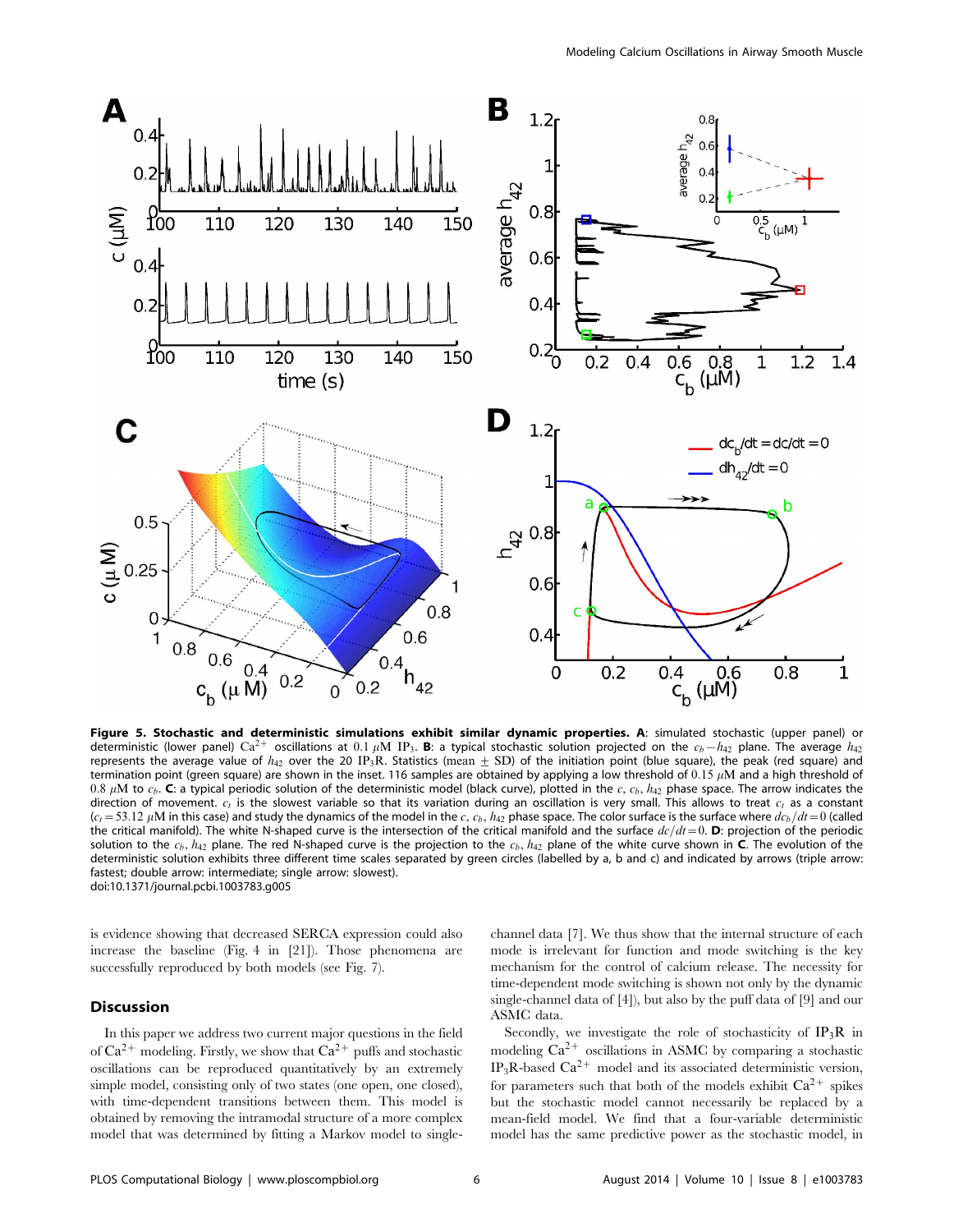**Figure 5. Stochastic and deterministic simulations exhibit similar dynamic properties.** **A**: simulated stochastic (upper panel) or deterministic (lower panel) $Ca^{2+}$ oscillations at $0.1\ \mu M$ $IP_3$. **B**: a typical stochastic solution projected on the $c_b-h_{42}$ plane. The average $h_{42}$ represents the average value of $h_{42}$ over the 20 $IP_3R$. Statistics (mean $\pm$ SD) of the initiation point (blue square), the peak (red square) and termination point (green square) are shown in the inset. 116 samples are obtained by applying a low threshold of $0.15\ \mu M$ and a high threshold of $0.8\ \mu M$ to $c_b$. **C**: a typical periodic solution of the deterministic model (black curve), plotted in the $c$, $c_b$, $h_{42}$ phase space. The arrow indicates the direction of movement. $c_t$ is the slowest variable so that its variation during an oscillation is very small. This allows to treat $c_t$ as a constant ($c_t = 53.12\ \mu M$ in this case) and study the dynamics of the model in the $c$, $c_b$, $h_{42}$ phase space. The color surface is the surface where $dc_b/dt = 0$ (called the critical manifold). The white N-shaped curve is the intersection of the critical manifold and the surface $dc/dt = 0$. **D**: projection of the periodic solution to the $c_b$, $h_{42}$ plane. The red N-shaped curve is the projection to the $c_b$, $h_{42}$ plane of the white curve shown in **C**. The evolution of the deterministic solution exhibits three different time scales separated by green circles (labelled by a, b and c) and indicated by arrows (triple arrow: fastest; double arrow: intermediate; single arrow: slowest).
doi:10.1371/journal.pcbi.1003783.g005

is evidence showing that decreased SERCA expression could also increase the baseline (Fig. 4 in [21]). Those phenomena are successfully reproduced by both models (see Fig. 7).

## Discussion

In this paper we address two current major questions in the field of $Ca^{2+}$ modeling. Firstly, we show that $Ca^{2+}$ puffs and stochastic oscillations can be reproduced quantitatively by an extremely simple model, consisting only of two states (one open, one closed), with time-dependent transitions between them. This model is obtained by removing the intramodal structure of a more complex model that was determined by fitting a Markov model to single-channel data [7]. We thus show that the internal structure of each mode is irrelevant for function and mode switching is the key mechanism for the control of calcium release. The necessity for time-dependent mode switching is shown not only by the dynamic single-channel data of [4]), but also by the puff data of [9] and our ASMC data.

Secondly, we investigate the role of stochasticity of $IP_3R$ in modeling $Ca^{2+}$ oscillations in ASMC by comparing a stochastic $IP_3R$-based $Ca^{2+}$ model and its associated deterministic version, for parameters such that both of the models exhibit $Ca^{2+}$ spikes but the stochastic model cannot necessarily be replaced by a mean-field model. We find that a four-variable deterministic model has the same predictive power as the stochastic model, in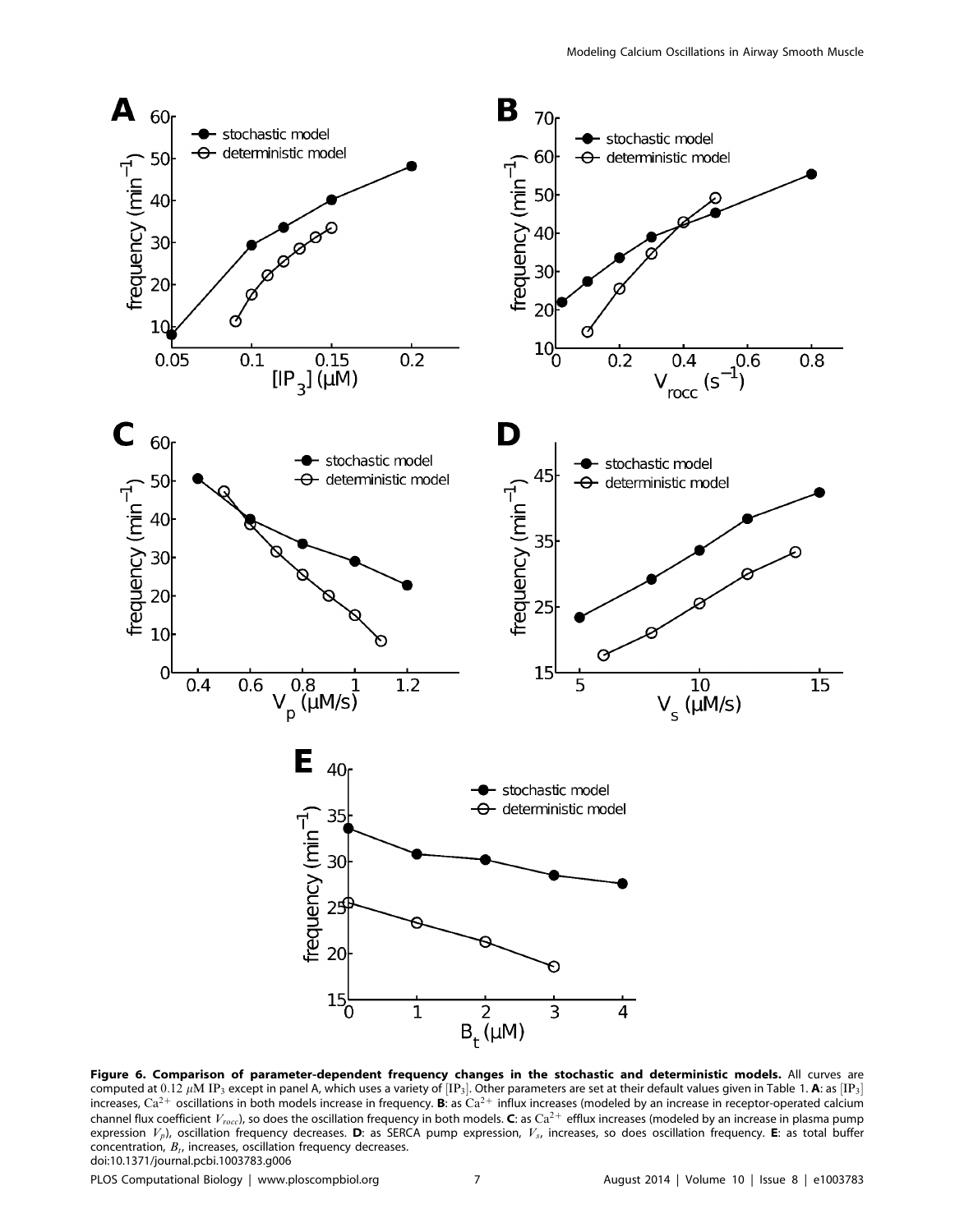**Figure 6. Comparison of parameter-dependent frequency changes in the stochastic and deterministic models.** All curves are computed at $0.12\ \mu$M $IP_3$ except in panel A, which uses a variety of $[IP_3]$. Other parameters are set at their default values given in Table 1. **A**: as $[IP_3]$ increases, $Ca^{2+}$ oscillations in both models increase in frequency. **B**: as $Ca^{2+}$ influx increases (modeled by an increase in receptor-operated calcium channel flux coefficient $V_{rocc}$), so does the oscillation frequency in both models. **C**: as $Ca^{2+}$ efflux increases (modeled by an increase in plasma pump expression $V_p$), oscillation frequency decreases. **D**: as SERCA pump expression, $V_s$, increases, so does oscillation frequency. **E**: as total buffer concentration, $B_t$, increases, oscillation frequency decreases.
doi:10.1371/journal.pcbi.1003783.g006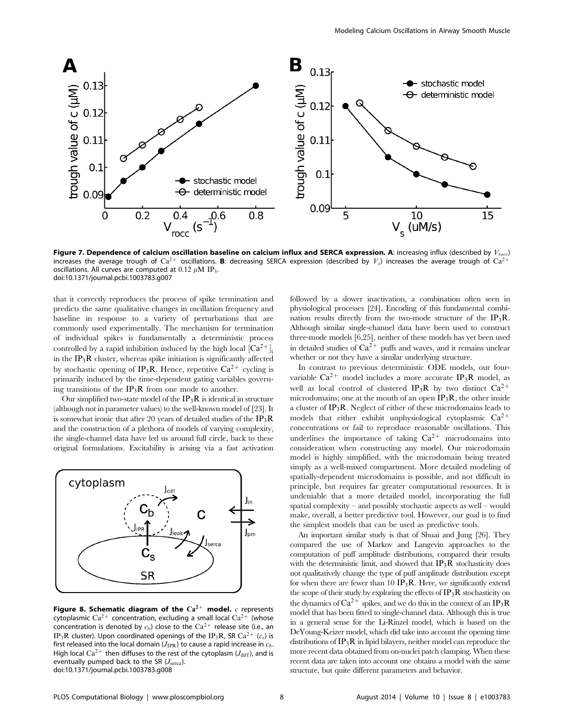**Figure 7. Dependence of calcium oscillation baseline on calcium influx and SERCA expression. A**: increasing influx (described by $V_{rocc}$) increases the average trough of $Ca^{2+}$ oscillations. **B**: decreasing SERCA expression (described by $V_s$) increases the average trough of $Ca^{2+}$ oscillations. All curves are computed at 0.12 $\mu$M $IP_3$.
doi:10.1371/journal.pcbi.1003783.g007

that it correctly reproduces the process of spike termination and predicts the same qualitative changes in oscillation frequency and baseline in response to a variety of perturbations that are commonly used experimentally. The mechanism for termination of individual spikes is fundamentally a deterministic process controlled by a rapid inhibition induced by the high local $[Ca^{2+}]_i$ in the $IP_3R$ cluster, whereas spike initiation is significantly affected by stochastic opening of $IP_3R$. Hence, repetitive $Ca^{2+}$ cycling is primarily induced by the time-dependent gating variables governing transitions of the $IP_3R$ from one mode to another.

Our simplified two-state model of the $IP_3R$ is identical in structure (although not in parameter values) to the well-known model of [23]. It is somewhat ironic that after 20 years of detailed studies of the $IP_3R$ and the construction of a plethora of models of varying complexity, the single-channel data have led us around full circle, back to these original formulations. Excitability is arising via a fast activation followed by a slower inactivation, a combination often seen in physiological processes [24]. Encoding of this fundamental combination results directly from the two-mode structure of the $IP_3R$. Although similar single-channel data have been used to construct three-mode models [6,25], neither of these models has yet been used in detailed studies of $Ca^{2+}$ puffs and waves, and it remains unclear whether or not they have a similar underlying structure.

In contrast to previous deterministic ODE models, our four-variable $Ca^{2+}$ model includes a more accurate $IP_3R$ model, as well as local control of clustered $IP_3R$ by two distinct $Ca^{2+}$ microdomains; one at the mouth of an open $IP_3R$, the other inside a cluster of $IP_3R$. Neglect of either of these microdomains leads to models that either exhibit unphysiological cytoplasmic $Ca^{2+}$ concentrations or fail to reproduce reasonable oscillations. This underlines the importance of taking $Ca^{2+}$ microdomains into consideration when constructing any model. Our microdomain model is highly simplified, with the microdomain being treated simply as a well-mixed compartment. More detailed modeling of spatially-dependent microdomains is possible, and not difficult in principle, but requires far greater computational resources. It is undeniable that a more detailed model, incorporating the full spatial complexity – and possibly stochastic aspects as well – would make, overall, a better predictive tool. However, our goal is to find the simplest models that can be used as predictive tools.

An important similar study is that of Shuai and Jung [26]. They compared the use of Markov and Langevin approaches to the computation of puff amplitude distributions, compared their results with the deterministic limit, and showed that $IP_3R$ stochasticity does not qualitatively change the type of puff amplitude distribution except for when there are fewer than 10 $IP_3R$. Here, we significantly extend the scope of their study by exploring the effects of $IP_3R$ stochasticity on the dynamics of $Ca^{2+}$ spikes, and we do this in the context of an $IP_3R$ model that has been fitted to single-channel data. Although this is true in a general sense for the Li-Rinzel model, which is based on the DeYoung-Keizer model, which did take into account the opening time distributions of $IP_3R$ in lipid bilayers, neither model can reproduce the more recent data obtained from on-nuclei patch clamping. When these recent data are taken into account one obtains a model with the same structure, but quite different parameters and behavior.

**Figure 8. Schematic diagram of the $Ca^{2+}$ model.** $c$ represents cytoplasmic $Ca^{2+}$ concentration, excluding a small local $Ca^{2+}$ (whose concentration is denoted by $c_b$) close to the $Ca^{2+}$ release site (i.e., an $IP_3R$ cluster). Upon coordinated openings of the $IP_3R$, SR $Ca^{2+}$ ($c_s$) is first released into the local domain ($J_{IPR}$) to cause a rapid increase in $c_b$. High local $Ca^{2+}$ then diffuses to the rest of the cytoplasm ($J_{diff}$), and is eventually pumped back to the SR ($J_{serca}$).
doi:10.1371/journal.pcbi.1003783.g008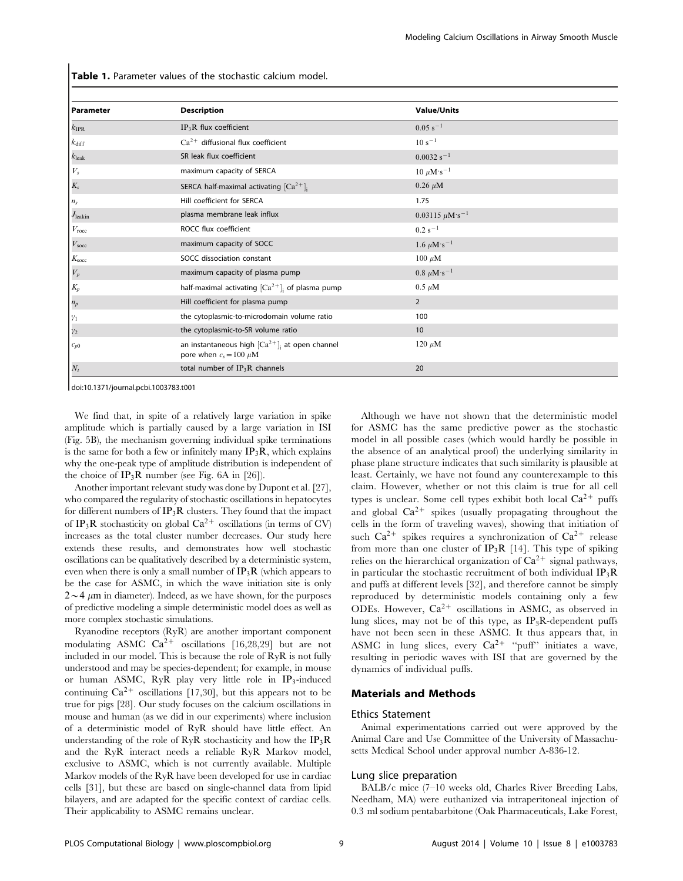**Table 1.** Parameter values of the stochastic calcium model.

| Parameter | Description | Value/Units |
|---|---|---|
| $k_{\mathrm{IPR}}$ | $IP_3R$ flux coefficient | $0.05\ s^{-1}$ |
| $k_{\mathrm{diff}}$ | $Ca^{2+}$ diffusional flux coefficient | $10\ s^{-1}$ |
| $k_{\mathrm{leak}}$ | SR leak flux coefficient | $0.0032\ s^{-1}$ |
| $V_s$ | maximum capacity of SERCA | $10\ \mu M{\cdot}s^{-1}$ |
| $K_s$ | SERCA half-maximal activating $[Ca^{2+}]_i$ | $0.26\ \mu M$ |
| $n_s$ | Hill coefficient for SERCA | 1.75 |
| $J_{\mathrm{leakin}}$ | plasma membrane leak influx | $0.03115\ \mu M{\cdot}s^{-1}$ |
| $V_{\mathrm{rocc}}$ | ROCC flux coefficient | $0.2\ s^{-1}$ |
| $V_{\mathrm{socc}}$ | maximum capacity of SOCC | $1.6\ \mu M{\cdot}s^{-1}$ |
| $K_{\mathrm{socc}}$ | SOCC dissociation constant | $100\ \mu M$ |
| $V_p$ | maximum capacity of plasma pump | $0.8\ \mu M{\cdot}s^{-1}$ |
| $K_p$ | half-maximal activating $[Ca^{2+}]_i$ of plasma pump | $0.5\ \mu M$ |
| $n_p$ | Hill coefficient for plasma pump | 2 |
| $\gamma_1$ | the cytoplasmic-to-microdomain volume ratio | 100 |
| $\gamma_2$ | the cytoplasmic-to-SR volume ratio | 10 |
| $c_{p0}$ | an instantaneous high $[Ca^{2+}]_i$ at open channel pore when $c_s = 100\ \mu M$ | $120\ \mu M$ |
| $N_t$ | total number of $IP_3R$ channels | 20 |

doi:10.1371/journal.pcbi.1003783.t001

We find that, in spite of a relatively large variation in spike amplitude which is partially caused by a large variation in ISI (Fig. 5B), the mechanism governing individual spike terminations is the same for both a few or infinitely many $IP_3R$, which explains why the one-peak type of amplitude distribution is independent of the choice of $IP_3R$ number (see Fig. 6A in [26]).

Another important relevant study was done by Dupont et al. [27], who compared the regularity of stochastic oscillations in hepatocytes for different numbers of $IP_3R$ clusters. They found that the impact of $IP_3R$ stochasticity on global $Ca^{2+}$ oscillations (in terms of CV) increases as the total cluster number decreases. Our study here extends these results, and demonstrates how well stochastic oscillations can be qualitatively described by a deterministic system, even when there is only a small number of $IP_3R$ (which appears to be the case for ASMC, in which the wave initiation site is only $2 \sim 4\ \mu m$ in diameter). Indeed, as we have shown, for the purposes of predictive modeling a simple deterministic model does as well as more complex stochastic simulations.

Ryanodine receptors (RyR) are another important component modulating ASMC $Ca^{2+}$ oscillations [16,28,29] but are not included in our model. This is because the role of RyR is not fully understood and may be species-dependent; for example, in mouse or human ASMC, RyR play very little role in $IP_3$-induced continuing $Ca^{2+}$ oscillations [17,30], but this appears not to be true for pigs [28]. Our study focuses on the calcium oscillations in mouse and human (as we did in our experiments) where inclusion of a deterministic model of RyR should have little effect. An understanding of the role of RyR stochasticity and how the $IP_3R$ and the RyR interact needs a reliable RyR Markov model, exclusive to ASMC, which is not currently available. Multiple Markov models of the RyR have been developed for use in cardiac cells [31], but these are based on single-channel data from lipid bilayers, and are adapted for the specific context of cardiac cells. Their applicability to ASMC remains unclear.

Although we have not shown that the deterministic model for ASMC has the same predictive power as the stochastic model in all possible cases (which would hardly be possible in the absence of an analytical proof) the underlying similarity in phase plane structure indicates that such similarity is plausible at least. Certainly, we have not found any counterexample to this claim. However, whether or not this claim is true for all cell types is unclear. Some cell types exhibit both local $Ca^{2+}$ puffs and global $Ca^{2+}$ spikes (usually propagating throughout the cells in the form of traveling waves), showing that initiation of such $Ca^{2+}$ spikes requires a synchronization of $Ca^{2+}$ release from more than one cluster of $IP_3R$ [14]. This type of spiking relies on the hierarchical organization of $Ca^{2+}$ signal pathways, in particular the stochastic recruitment of both individual $IP_3R$ and puffs at different levels [32], and therefore cannot be simply reproduced by deterministic models containing only a few ODEs. However, $Ca^{2+}$ oscillations in ASMC, as observed in lung slices, may not be of this type, as $IP_3R$-dependent puffs have not been seen in these ASMC. It thus appears that, in ASMC in lung slices, every $Ca^{2+}$ "puff" initiates a wave, resulting in periodic waves with ISI that are governed by the dynamics of individual puffs.

## Materials and Methods

### Ethics Statement

Animal experimentations carried out were approved by the Animal Care and Use Committee of the University of Massachusetts Medical School under approval number A-836-12.

### Lung slice preparation

BALB/c mice (7–10 weeks old, Charles River Breeding Labs, Needham, MA) were euthanized via intraperitoneal injection of 0.3 ml sodium pentabarbitone (Oak Pharmaceuticals, Lake Forest,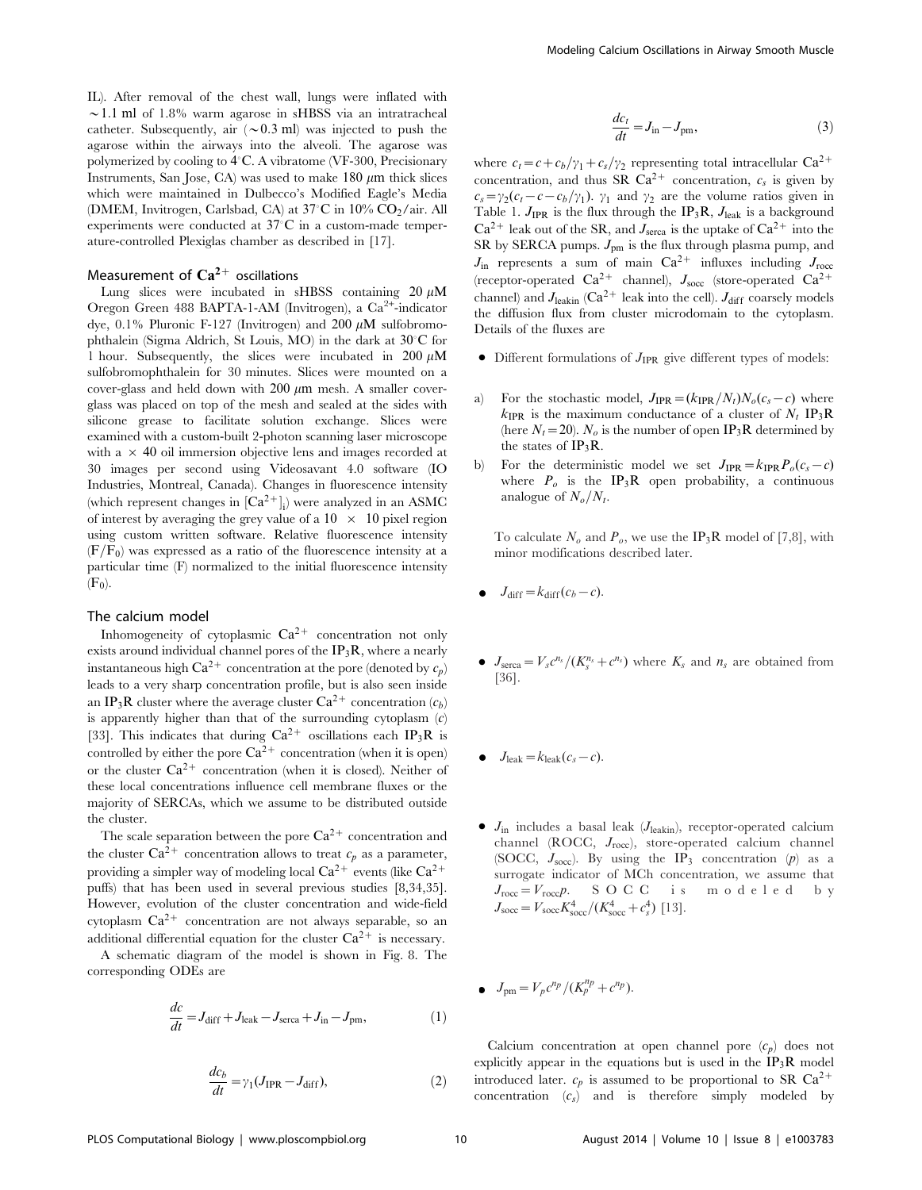IL). After removal of the chest wall, lungs were inflated with $\sim$1.1 ml of 1.8% warm agarose in sHBSS via an intratracheal catheter. Subsequently, air ($\sim$0.3 ml) was injected to push the agarose within the airways into the alveoli. The agarose was polymerized by cooling to 4°C. A vibratome (VF-300, Precisionary Instruments, San Jose, CA) was used to make 180 $\mu$m thick slices which were maintained in Dulbecco's Modified Eagle's Media (DMEM, Invitrogen, Carlsbad, CA) at 37°C in 10% $CO_2$/air. All experiments were conducted at 37°C in a custom-made temperature-controlled Plexiglas chamber as described in [17].

### Measurement of $Ca^{2+}$ oscillations

Lung slices were incubated in sHBSS containing 20 $\mu$M Oregon Green 488 BAPTA-1-AM (Invitrogen), a $Ca^{2+}$-indicator dye, 0.1% Pluronic F-127 (Invitrogen) and 200 $\mu$M sulfobromophthalein (Sigma Aldrich, St Louis, MO) in the dark at 30°C for 1 hour. Subsequently, the slices were incubated in 200 $\mu$M sulfobromophthalein for 30 minutes. Slices were mounted on a cover-glass and held down with 200 $\mu$m mesh. A smaller cover-glass was placed on top of the mesh and sealed at the sides with silicone grease to facilitate solution exchange. Slices were examined with a custom-built 2-photon scanning laser microscope with a $\times$ 40 oil immersion objective lens and images recorded at 30 images per second using Videosavant 4.0 software (IO Industries, Montreal, Canada). Changes in fluorescence intensity (which represent changes in $[Ca^{2+}]_i$) were analyzed in an ASMC of interest by averaging the grey value of a 10 $\times$ 10 pixel region using custom written software. Relative fluorescence intensity ($F/F_0$) was expressed as a ratio of the fluorescence intensity at a particular time (F) normalized to the initial fluorescence intensity ($F_0$).

### The calcium model

Inhomogeneity of cytoplasmic $Ca^{2+}$ concentration not only exists around individual channel pores of the $IP_3R$, where a nearly instantaneous high $Ca^{2+}$ concentration at the pore (denoted by $c_p$) leads to a very sharp concentration profile, but is also seen inside an $IP_3R$ cluster where the average cluster $Ca^{2+}$ concentration ($c_b$) is apparently higher than that of the surrounding cytoplasm ($c$) [33]. This indicates that during $Ca^{2+}$ oscillations each $IP_3R$ is controlled by either the pore $Ca^{2+}$ concentration (when it is open) or the cluster $Ca^{2+}$ concentration (when it is closed). Neither of these local concentrations influence cell membrane fluxes or the majority of SERCAs, which we assume to be distributed outside the cluster.

The scale separation between the pore $Ca^{2+}$ concentration and the cluster $Ca^{2+}$ concentration allows to treat $c_p$ as a parameter, providing a simpler way of modeling local $Ca^{2+}$ events (like $Ca^{2+}$ puffs) that has been used in several previous studies [8,34,35]. However, evolution of the cluster concentration and wide-field cytoplasm $Ca^{2+}$ concentration are not always separable, so an additional differential equation for the cluster $Ca^{2+}$ is necessary.

A schematic diagram of the model is shown in Fig. 8. The corresponding ODEs are

$$\frac{dc}{dt} = J_{\text{diff}} + J_{\text{leak}} - J_{\text{serca}} + J_{\text{in}} - J_{\text{pm}}, \tag{1}$$

$$\frac{dc_b}{dt} = \gamma_1 (J_{\text{IPR}} - J_{\text{diff}}), \tag{2}$$

$$\frac{dc_t}{dt} = J_{\text{in}} - J_{\text{pm}}, \tag{3}$$

where $c_t = c + c_b/\gamma_1 + c_s/\gamma_2$ representing total intracellular $Ca^{2+}$ concentration, and thus SR $Ca^{2+}$ concentration, $c_s$ is given by $c_s = \gamma_2(c_t - c - c_b/\gamma_1)$. $\gamma_1$ and $\gamma_2$ are the volume ratios given in Table 1. $J_{\text{IPR}}$ is the flux through the $IP_3R$, $J_{\text{leak}}$ is a background $Ca^{2+}$ leak out of the SR, and $J_{\text{serca}}$ is the uptake of $Ca^{2+}$ into the SR by SERCA pumps. $J_{\text{pm}}$ is the flux through plasma pump, and $J_{\text{in}}$ represents a sum of main $Ca^{2+}$ influxes including $J_{\text{rocc}}$ (receptor-operated $Ca^{2+}$ channel), $J_{\text{socc}}$ (store-operated $Ca^{2+}$ channel) and $J_{\text{leakin}}$ ($Ca^{2+}$ leak into the cell). $J_{\text{diff}}$ coarsely models the diffusion flux from cluster microdomain to the cytoplasm. Details of the fluxes are

- Different formulations of $J_{\text{IPR}}$ give different types of models:

a) For the stochastic model, $J_{\text{IPR}} = (k_{\text{IPR}}/N_t)N_o(c_s - c)$ where $k_{\text{IPR}}$ is the maximum conductance of a cluster of $N_t$ $IP_3R$ (here $N_t = 20$). $N_o$ is the number of open $IP_3R$ determined by the states of $IP_3R$.

b) For the deterministic model we set $J_{\text{IPR}} = k_{\text{IPR}} P_o (c_s - c)$ where $P_o$ is the $IP_3R$ open probability, a continuous analogue of $N_o/N_t$.

To calculate $N_o$ and $P_o$, we use the $IP_3R$ model of [7,8], with minor modifications described later.

- $J_{\text{diff}} = k_{\text{diff}}(c_b - c)$.

- $J_{\text{serca}} = V_s c^{n_s}/(K_s^{n_s} + c^{n_s})$ where $K_s$ and $n_s$ are obtained from [36].

- $J_{\text{leak}} = k_{\text{leak}}(c_s - c)$.

- $J_{\text{in}}$ includes a basal leak ($J_{\text{leakin}}$), receptor-operated calcium channel (ROCC, $J_{\text{rocc}}$), store-operated calcium channel (SOCC, $J_{\text{socc}}$). By using the $IP_3$ concentration ($p$) as a surrogate indicator of MCh concentration, we assume that $J_{\text{rocc}} = V_{\text{rocc}} p$. SOCC is modeled by $J_{\text{socc}} = V_{\text{socc}} K_{\text{socc}}^4/(K_{\text{socc}}^4 + c_s^4)$ [13].

- $J_{\text{pm}} = V_p c^{n_p}/(K_p^{n_p} + c^{n_p})$.

Calcium concentration at open channel pore ($c_p$) does not explicitly appear in the equations but is used in the $IP_3R$ model introduced later. $c_p$ is assumed to be proportional to SR $Ca^{2+}$ concentration ($c_s$) and is therefore simply modeled by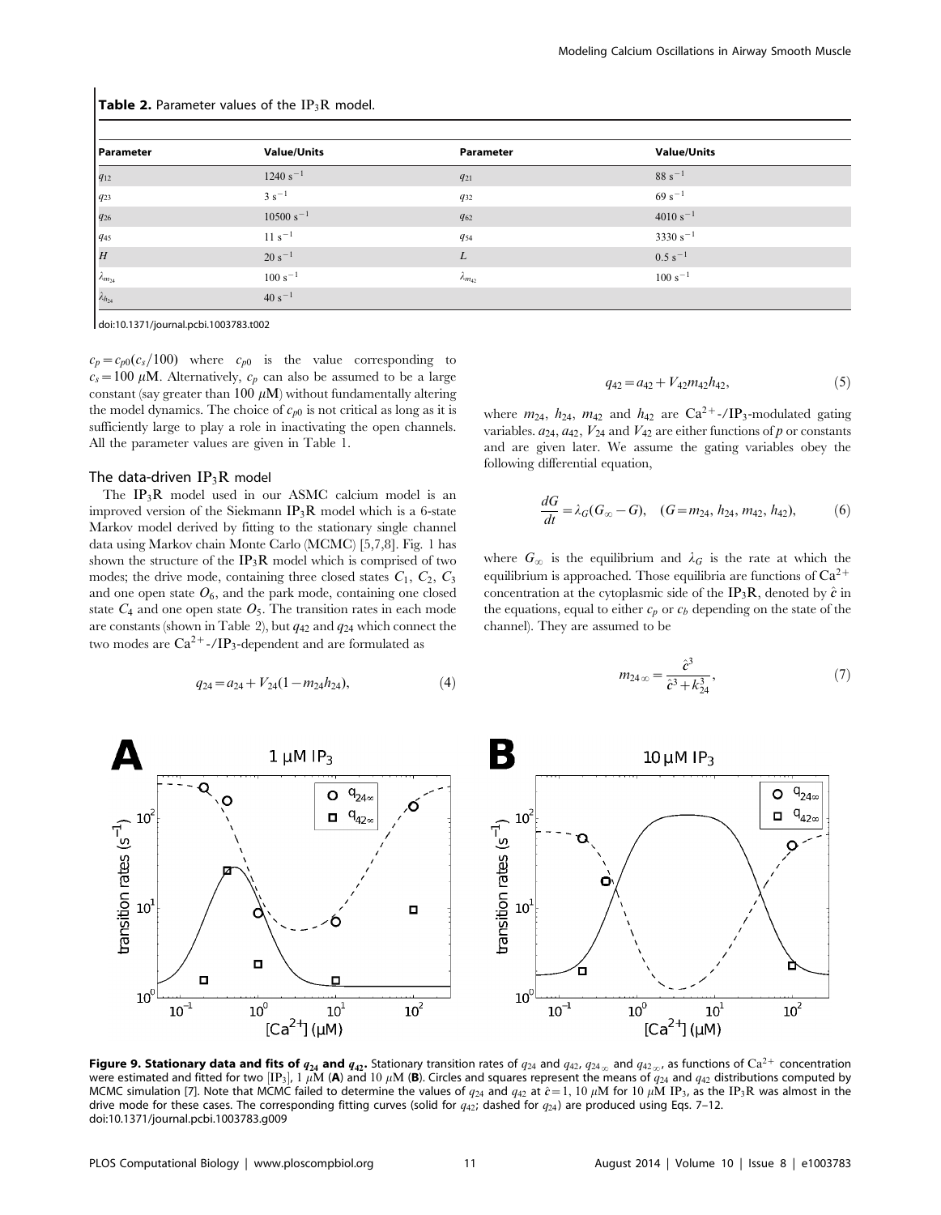**Table 2.** Parameter values of the $IP_3R$ model.

| Parameter | Value/Units | Parameter | Value/Units |
|---|---|---|---|
| $q_{12}$ | $1240\ s^{-1}$ | $q_{21}$ | $88\ s^{-1}$ |
| $q_{23}$ | $3\ s^{-1}$ | $q_{32}$ | $69\ s^{-1}$ |
| $q_{26}$ | $10500\ s^{-1}$ | $q_{62}$ | $4010\ s^{-1}$ |
| $q_{45}$ | $11\ s^{-1}$ | $q_{54}$ | $3330\ s^{-1}$ |
| $H$ | $20\ s^{-1}$ | $L$ | $0.5\ s^{-1}$ |
| $\lambda_{m_{24}}$ | $100\ s^{-1}$ | $\lambda_{m_{42}}$ | $100\ s^{-1}$ |
| $\lambda_{h_{24}}$ | $40\ s^{-1}$ | | |

doi:10.1371/journal.pcbi.1003783.t002

$c_p = c_{p0}(c_s/100)$ where $c_{p0}$ is the value corresponding to $c_s = 100\ \mu M$. Alternatively, $c_p$ can also be assumed to be a large constant (say greater than $100\ \mu M$) without fundamentally altering the model dynamics. The choice of $c_{p0}$ is not critical as long as it is sufficiently large to play a role in inactivating the open channels. All the parameter values are given in Table 1.

### The data-driven $IP_3R$ model

The $IP_3R$ model used in our ASMC calcium model is an improved version of the Siekmann $IP_3R$ model which is a 6-state Markov model derived by fitting to the stationary single channel data using Markov chain Monte Carlo (MCMC) [5,7,8]. Fig. 1 has shown the structure of the $IP_3R$ model which is comprised of two modes; the drive mode, containing three closed states $C_1$, $C_2$, $C_3$ and one open state $O_6$, and the park mode, containing one closed state $C_4$ and one open state $O_5$. The transition rates in each mode are constants (shown in Table 2), but $q_{42}$ and $q_{24}$ which connect the two modes are $Ca^{2+}$-/$IP_3$-dependent and are formulated as

$$q_{24} = a_{24} + V_{24}(1 - m_{24}h_{24}), \tag{4}$$

$$q_{42} = a_{42} + V_{42}m_{42}h_{42}, \tag{5}$$

where $m_{24}$, $h_{24}$, $m_{42}$ and $h_{42}$ are $Ca^{2+}$-/$IP_3$-modulated gating variables. $a_{24}$, $a_{42}$, $V_{24}$ and $V_{42}$ are either functions of $p$ or constants and are given later. We assume the gating variables obey the following differential equation,

$$\frac{dG}{dt} = \lambda_G(G_\infty - G), \quad (G = m_{24}, h_{24}, m_{42}, h_{42}), \tag{6}$$

where $G_\infty$ is the equilibrium and $\lambda_G$ is the rate at which the equilibrium is approached. Those equilibria are functions of $Ca^{2+}$ concentration at the cytoplasmic side of the $IP_3R$, denoted by $\hat{c}$ in the equations, equal to either $c_p$ or $c_b$ depending on the state of the channel). They are assumed to be

$$m_{24\infty} = \frac{\hat{c}^3}{\hat{c}^3 + k_{24}^3}, \tag{7}$$

**Figure 9. Stationary data and fits of $q_{24}$ and $q_{42}$.** Stationary transition rates of $q_{24}$ and $q_{42}$, $q_{24\infty}$ and $q_{42\infty}$, as functions of $Ca^{2+}$ concentration were estimated and fitted for two $[IP_3]$, $1\ \mu M$ (**A**) and $10\ \mu M$ (**B**). Circles and squares represent the means of $q_{24}$ and $q_{42}$ distributions computed by MCMC simulation [7]. Note that MCMC failed to determine the values of $q_{24}$ and $q_{42}$ at $\hat{c} = 1$, $10\ \mu M$ for $10\ \mu M$ $IP_3$, as the $IP_3R$ was almost in the drive mode for these cases. The corresponding fitting curves (solid for $q_{42}$; dashed for $q_{24}$) are produced using Eqs. 7–12.
doi:10.1371/journal.pcbi.1003783.g009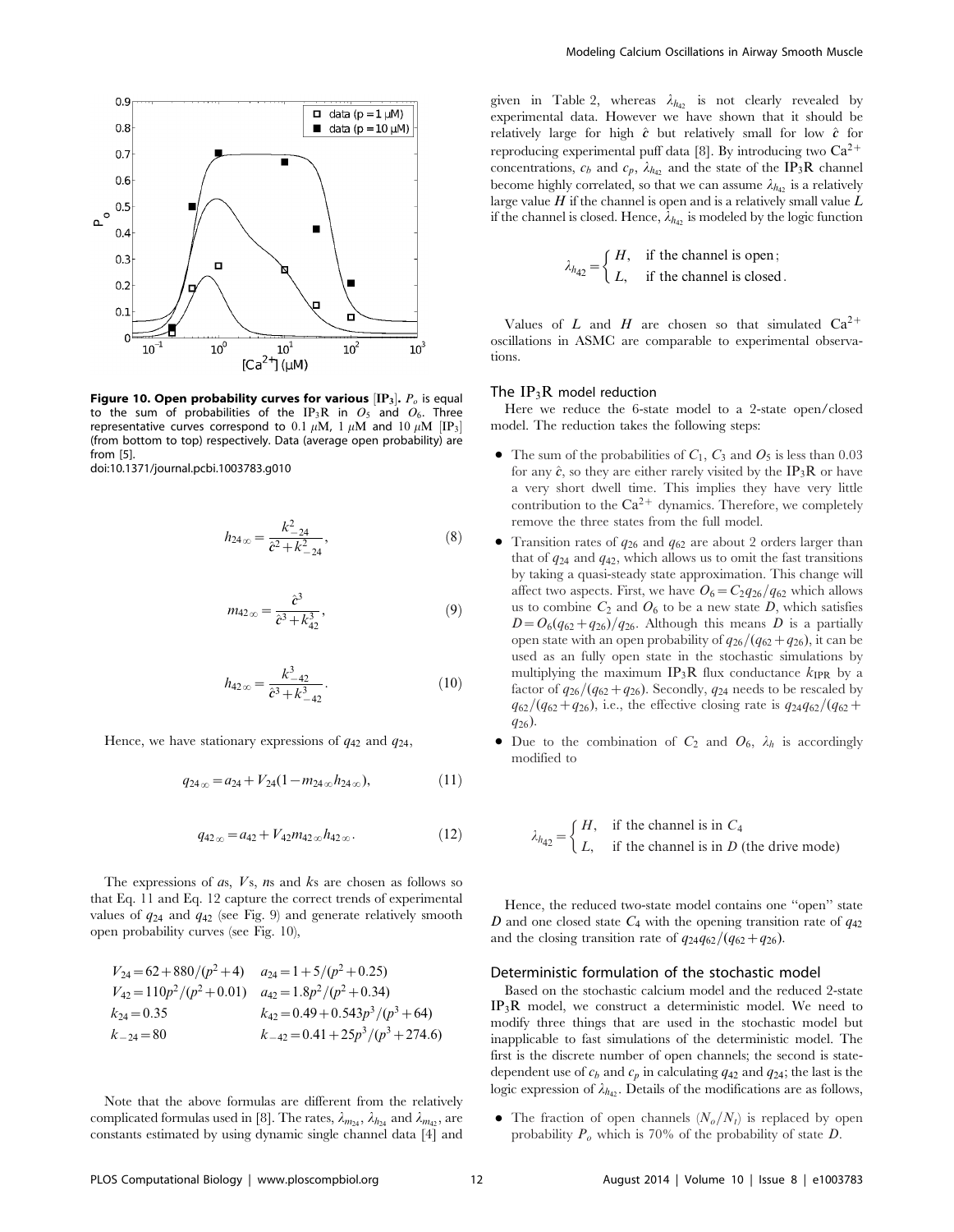**Figure 10. Open probability curves for various $[IP_3]$.** $P_o$ is equal to the sum of probabilities of the $IP_3R$ in $O_5$ and $O_6$. Three representative curves correspond to 0.1 $\mu$M, 1 $\mu$M and 10 $\mu$M $[IP_3]$ (from bottom to top) respectively. Data (average open probability) are from [5].

doi:10.1371/journal.pcbi.1003783.g010

$$h_{24\infty} = \frac{k_{-24}^2}{\hat{c}^2 + k_{-24}^2}, \tag{8}$$

$$m_{42\infty} = \frac{\hat{c}^3}{\hat{c}^3 + k_{42}^3}, \tag{9}$$

$$h_{42\infty} = \frac{k_{-42}^3}{\hat{c}^3 + k_{-42}^3}. \tag{10}$$

Hence, we have stationary expressions of $q_{42}$ and $q_{24}$,

$$q_{24\infty} = a_{24} + V_{24}(1 - m_{24\infty} h_{24\infty}), \tag{11}$$

$$q_{42\infty} = a_{42} + V_{42} m_{42\infty} h_{42\infty}. \tag{12}$$

The expressions of $a$s, $V$s, $n$s and $k$s are chosen as follows so that Eq. 11 and Eq. 12 capture the correct trends of experimental values of $q_{24}$ and $q_{42}$ (see Fig. 9) and generate relatively smooth open probability curves (see Fig. 10),

$$V_{24} = 62 + 880/(p^2 + 4) \quad a_{24} = 1 + 5/(p^2 + 0.25)$$
$$V_{42} = 110p^2/(p^2 + 0.01) \quad a_{42} = 1.8p^2/(p^2 + 0.34)$$
$$k_{24} = 0.35 \quad k_{42} = 0.49 + 0.543p^3/(p^3 + 64)$$
$$k_{-24} = 80 \quad k_{-42} = 0.41 + 25p^3/(p^3 + 274.6)$$

Note that the above formulas are different from the relatively complicated formulas used in [8]. The rates, $\lambda_{m_{24}}$, $\lambda_{h_{24}}$ and $\lambda_{m_{42}}$, are constants estimated by using dynamic single channel data [4] and given in Table 2, whereas $\lambda_{h_{42}}$ is not clearly revealed by experimental data. However we have shown that it should be relatively large for high $\hat{c}$ but relatively small for low $\hat{c}$ for reproducing experimental puff data [8]. By introducing two $Ca^{2+}$ concentrations, $c_b$ and $c_p$, $\lambda_{h_{42}}$ and the state of the $IP_3R$ channel become highly correlated, so that we can assume $\lambda_{h_{42}}$ is a relatively large value $H$ if the channel is open and is a relatively small value $L$ if the channel is closed. Hence, $\lambda_{h_{42}}$ is modeled by the logic function

$$\lambda_{h_{42}} = \begin{cases} H, & \text{if the channel is open;} \\ L, & \text{if the channel is closed.} \end{cases}$$

Values of $L$ and $H$ are chosen so that simulated $Ca^{2+}$ oscillations in ASMC are comparable to experimental observations.

## The $IP_3R$ model reduction

Here we reduce the 6-state model to a 2-state open/closed model. The reduction takes the following steps:

- The sum of the probabilities of $C_1$, $C_3$ and $O_5$ is less than 0.03 for any $\hat{c}$, so they are either rarely visited by the $IP_3R$ or have a very short dwell time. This implies they have very little contribution to the $Ca^{2+}$ dynamics. Therefore, we completely remove the three states from the full model.
- Transition rates of $q_{26}$ and $q_{62}$ are about 2 orders larger than that of $q_{24}$ and $q_{42}$, which allows us to omit the fast transitions by taking a quasi-steady state approximation. This change will affect two aspects. First, we have $O_6 = C_2 q_{26}/q_{62}$ which allows us to combine $C_2$ and $O_6$ to be a new state $D$, which satisfies $D = O_6(q_{62} + q_{26})/q_{26}$. Although this means $D$ is a partially open state with an open probability of $q_{26}/(q_{62} + q_{26})$, it can be used as an fully open state in the stochastic simulations by multiplying the maximum $IP_3R$ flux conductance $k_{IPR}$ by a factor of $q_{26}/(q_{62} + q_{26})$. Secondly, $q_{24}$ needs to be rescaled by $q_{62}/(q_{62} + q_{26})$, i.e., the effective closing rate is $q_{24}q_{62}/(q_{62} + q_{26})$.
- Due to the combination of $C_2$ and $O_6$, $\lambda_h$ is accordingly modified to

$$\lambda_{h_{42}} = \begin{cases} H, & \text{if the channel is in } C_4 \\ L, & \text{if the channel is in } D \text{ (the drive mode)} \end{cases}$$

Hence, the reduced two-state model contains one "open" state $D$ and one closed state $C_4$ with the opening transition rate of $q_{42}$ and the closing transition rate of $q_{24}q_{62}/(q_{62} + q_{26})$.

## Deterministic formulation of the stochastic model

Based on the stochastic calcium model and the reduced 2-state $IP_3R$ model, we construct a deterministic model. We need to modify three things that are used in the stochastic model but inapplicable to fast simulations of the deterministic model. The first is the discrete number of open channels; the second is state-dependent use of $c_b$ and $c_p$ in calculating $q_{42}$ and $q_{24}$; the last is the logic expression of $\lambda_{h_{42}}$. Details of the modifications are as follows,

- The fraction of open channels $(N_o/N_t)$ is replaced by open probability $P_o$ which is 70% of the probability of state $D$.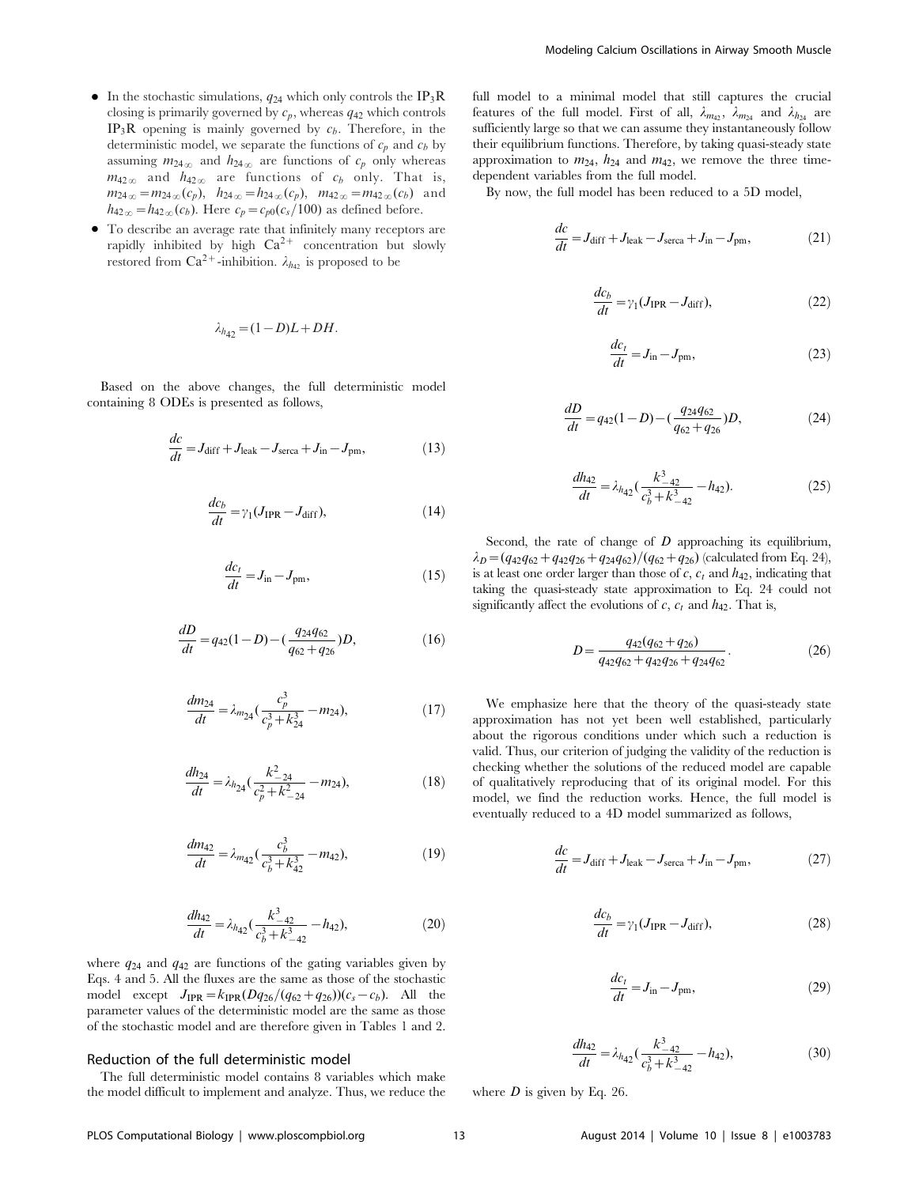- In the stochastic simulations, $q_{24}$ which only controls the $IP_3R$ closing is primarily governed by $c_p$, whereas $q_{42}$ which controls $IP_3R$ opening is mainly governed by $c_b$. Therefore, in the deterministic model, we separate the functions of $c_p$ and $c_b$ by assuming $m_{24\infty}$ and $h_{24\infty}$ are functions of $c_p$ only whereas $m_{42\infty}$ and $h_{42\infty}$ are functions of $c_b$ only. That is, $m_{24\infty} = m_{24\infty}(c_p)$, $h_{24\infty} = h_{24\infty}(c_p)$, $m_{42\infty} = m_{42\infty}(c_b)$ and $h_{42\infty} = h_{42\infty}(c_b)$. Here $c_p = c_{p0}(c_s/100)$ as defined before.
- To describe an average rate that infinitely many receptors are rapidly inhibited by high $Ca^{2+}$ concentration but slowly restored from $Ca^{2+}$-inhibition. $\lambda_{h_{42}}$ is proposed to be

$$\lambda_{h_{42}} = (1-D)L + DH.$$

Based on the above changes, the full deterministic model containing 8 ODEs is presented as follows,

$$\frac{dc}{dt} = J_{\text{diff}} + J_{\text{leak}} - J_{\text{serca}} + J_{\text{in}} - J_{\text{pm}}, \tag{13}$$

$$\frac{dc_b}{dt} = \gamma_1 (J_{\text{IPR}} - J_{\text{diff}}), \tag{14}$$

$$\frac{dc_t}{dt} = J_{\text{in}} - J_{\text{pm}}, \tag{15}$$

$$\frac{dD}{dt} = q_{42}(1-D) - \left(\frac{q_{24}q_{62}}{q_{62}+q_{26}}\right)D, \tag{16}$$

$$\frac{dm_{24}}{dt} = \lambda_{m_{24}}\left(\frac{c_p^3}{c_p^3 + k_{24}^3} - m_{24}\right), \tag{17}$$

$$\frac{dh_{24}}{dt} = \lambda_{h_{24}}\left(\frac{k_{-24}^2}{c_p^2 + k_{-24}^2} - m_{24}\right), \tag{18}$$

$$\frac{dm_{42}}{dt} = \lambda_{m_{42}}\left(\frac{c_b^3}{c_b^3 + k_{42}^3} - m_{42}\right), \tag{19}$$

$$\frac{dh_{42}}{dt} = \lambda_{h_{42}}\left(\frac{k_{-42}^3}{c_b^3 + k_{-42}^3} - h_{42}\right), \tag{20}$$

where $q_{24}$ and $q_{42}$ are functions of the gating variables given by Eqs. 4 and 5. All the fluxes are the same as those of the stochastic model except $J_{\text{IPR}} = k_{\text{IPR}}(Dq_{26}/(q_{62}+q_{26}))(c_s - c_b)$. All the parameter values of the deterministic model are the same as those of the stochastic model and are therefore given in Tables 1 and 2.

## Reduction of the full deterministic model

The full deterministic model contains 8 variables which make the model difficult to implement and analyze. Thus, we reduce the full model to a minimal model that still captures the crucial features of the full model. First of all, $\lambda_{m_{42}}$, $\lambda_{m_{24}}$ and $\lambda_{h_{24}}$ are sufficiently large so that we can assume they instantaneously follow their equilibrium functions. Therefore, by taking quasi-steady state approximation to $m_{24}$, $h_{24}$ and $m_{42}$, we remove the three time-dependent variables from the full model.

By now, the full model has been reduced to a 5D model,

$$\frac{dc}{dt} = J_{\text{diff}} + J_{\text{leak}} - J_{\text{serca}} + J_{\text{in}} - J_{\text{pm}}, \tag{21}$$

$$\frac{dc_b}{dt} = \gamma_1 (J_{\text{IPR}} - J_{\text{diff}}), \tag{22}$$

$$\frac{dc_t}{dt} = J_{\text{in}} - J_{\text{pm}}, \tag{23}$$

$$\frac{dD}{dt} = q_{42}(1-D) - \left(\frac{q_{24}q_{62}}{q_{62}+q_{26}}\right)D, \tag{24}$$

$$\frac{dh_{42}}{dt} = \lambda_{h_{42}}\left(\frac{k_{-42}^3}{c_b^3 + k_{-42}^3} - h_{42}\right). \tag{25}$$

Second, the rate of change of $D$ approaching its equilibrium, $\lambda_D = (q_{42}q_{62} + q_{42}q_{26} + q_{24}q_{62})/(q_{62}+q_{26})$ (calculated from Eq. 24), is at least one order larger than those of $c$, $c_t$ and $h_{42}$, indicating that taking the quasi-steady state approximation to Eq. 24 could not significantly affect the evolutions of $c$, $c_t$ and $h_{42}$. That is,

$$D = \frac{q_{42}(q_{62}+q_{26})}{q_{42}q_{62} + q_{42}q_{26} + q_{24}q_{62}}. \tag{26}$$

We emphasize here that the theory of the quasi-steady state approximation has not yet been well established, particularly about the rigorous conditions under which such a reduction is valid. Thus, our criterion of judging the validity of the reduction is checking whether the solutions of the reduced model are capable of qualitatively reproducing that of its original model. For this model, we find the reduction works. Hence, the full model is eventually reduced to a 4D model summarized as follows,

$$\frac{dc}{dt} = J_{\text{diff}} + J_{\text{leak}} - J_{\text{serca}} + J_{\text{in}} - J_{\text{pm}}, \tag{27}$$

$$\frac{dc_b}{dt} = \gamma_1 (J_{\text{IPR}} - J_{\text{diff}}), \tag{28}$$

$$\frac{dc_t}{dt} = J_{\text{in}} - J_{\text{pm}}, \tag{29}$$

$$\frac{dh_{42}}{dt} = \lambda_{h_{42}}\left(\frac{k_{-42}^3}{c_b^3 + k_{-42}^3} - h_{42}\right), \tag{30}$$

where $D$ is given by Eq. 26.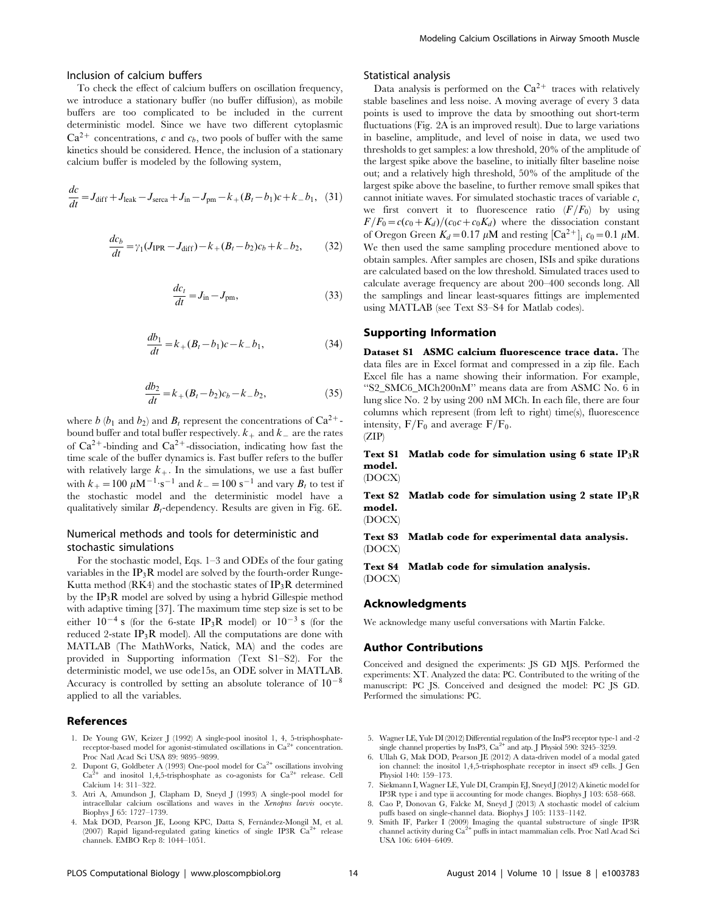### Inclusion of calcium buffers

To check the effect of calcium buffers on oscillation frequency, we introduce a stationary buffer (no buffer diffusion), as mobile buffers are too complicated to be included in the current deterministic model. Since we have two different cytoplasmic $Ca^{2+}$ concentrations, $c$ and $c_b$, two pools of buffer with the same kinetics should be considered. Hence, the inclusion of a stationary calcium buffer is modeled by the following system,

$$\frac{dc}{dt} = J_{\mathrm{diff}} + J_{\mathrm{leak}} - J_{\mathrm{serca}} + J_{\mathrm{in}} - J_{\mathrm{pm}} - k_{+}(B_t - b_1)c + k_{-}b_1, \quad (31)$$

$$\frac{dc_b}{dt} = \gamma_1 (J_{\mathrm{IPR}} - J_{\mathrm{diff}}) - k_{+}(B_t - b_2)c_b + k_{-}b_2, \quad (32)$$

$$\frac{dc_t}{dt} = J_{\mathrm{in}} - J_{\mathrm{pm}}, \quad (33)$$

$$\frac{db_1}{dt} = k_{+}(B_t - b_1)c - k_{-}b_1, \quad (34)$$

$$\frac{db_2}{dt} = k_{+}(B_t - b_2)c_b - k_{-}b_2, \quad (35)$$

where $b$ ($b_1$ and $b_2$) and $B_t$ represent the concentrations of $Ca^{2+}$-bound buffer and total buffer respectively. $k_{+}$ and $k_{-}$ are the rates of $Ca^{2+}$-binding and $Ca^{2+}$-dissociation, indicating how fast the time scale of the buffer dynamics is. Fast buffer refers to the buffer with relatively large $k_{+}$. In the simulations, we use a fast buffer with $k_{+} = 100\ \mu M^{-1} \cdot s^{-1}$ and $k_{-} = 100\ s^{-1}$ and vary $B_t$ to test if the stochastic model and the deterministic model have a qualitatively similar $B_t$-dependency. Results are given in Fig. 6E.

### Numerical methods and tools for deterministic and stochastic simulations

For the stochastic model, Eqs. 1–3 and ODEs of the four gating variables in the $IP_3R$ model are solved by the fourth-order Runge-Kutta method (RK4) and the stochastic states of $IP_3R$ determined by the $IP_3R$ model are solved by using a hybrid Gillespie method with adaptive timing [37]. The maximum time step size is set to be either $10^{-4}$ s (for the 6-state $IP_3R$ model) or $10^{-3}$ s (for the reduced 2-state $IP_3R$ model). All the computations are done with MATLAB (The MathWorks, Natick, MA) and the codes are provided in Supporting information (Text S1–S2). For the deterministic model, we use ode15s, an ODE solver in MATLAB. Accuracy is controlled by setting an absolute tolerance of $10^{-8}$ applied to all the variables.

### Statistical analysis

Data analysis is performed on the $Ca^{2+}$ traces with relatively stable baselines and less noise. A moving average of every 3 data points is used to improve the data by smoothing out short-term fluctuations (Fig. 2A is an improved result). Due to large variations in baseline, amplitude, and level of noise in data, we used two thresholds to get samples: a low threshold, 20% of the amplitude of the largest spike above the baseline, to initially filter baseline noise out; and a relatively high threshold, 50% of the amplitude of the largest spike above the baseline, to further remove small spikes that cannot initiate waves. For simulated stochastic traces of variable $c$, we first convert it to fluorescence ratio $(F/F_0)$ by using $F/F_0 = c(c_0 + K_d)/(c_0 c + c_0 K_d)$ where the dissociation constant of Oregon Green $K_d = 0.17\ \mu M$ and resting $[Ca^{2+}]_i$ $c_0 = 0.1\ \mu M$. We then used the same sampling procedure mentioned above to obtain samples. After samples are chosen, ISIs and spike durations are calculated based on the low threshold. Simulated traces used to calculate average frequency are about 200–400 seconds long. All the samplings and linear least-squares fittings are implemented using MATLAB (see Text S3–S4 for Matlab codes).

## Supporting Information

**Dataset S1 ASMC calcium fluorescence trace data.** The data files are in Excel format and compressed in a zip file. Each Excel file has a name showing their information. For example, "S2_SMC6_MCh200nM" means data are from ASMC No. 6 in lung slice No. 2 by using 200 nM MCh. In each file, there are four columns which represent (from left to right) time(s), fluorescence intensity, $F/F_0$ and average $F/F_0$.
(ZIP)

**Text S1 Matlab code for simulation using 6 state $IP_3R$ model.**
(DOCX)

**Text S2 Matlab code for simulation using 2 state $IP_3R$ model.**
(DOCX)

**Text S3 Matlab code for experimental data analysis.**
(DOCX)

**Text S4 Matlab code for simulation analysis.**
(DOCX)

## Acknowledgments

We acknowledge many useful conversations with Martin Falcke.

## Author Contributions

Conceived and designed the experiments: JS GD MJS. Performed the experiments: XT. Analyzed the data: PC. Contributed to the writing of the manuscript: PC JS. Conceived and designed the model: PC JS GD. Performed the simulations: PC.

## References

1. De Young GW, Keizer J (1992) A single-pool inositol 1, 4, 5-trisphosphate-receptor-based model for agonist-stimulated oscillations in $Ca^{2+}$ concentration. Proc Natl Acad Sci USA 89: 9895–9899.
2. Dupont G, Goldbeter A (1993) One-pool model for $Ca^{2+}$ oscillations involving $Ca^{2+}$ and inositol 1,4,5-trisphosphate as co-agonists for $Ca^{2+}$ release. Cell Calcium 14: 311–322.
3. Atri A, Amundson J, Clapham D, Sneyd J (1993) A single-pool model for intracellular calcium oscillations and waves in the *Xenopus laevis* oocyte. Biophys J 65: 1727–1739.
4. Mak DOD, Pearson JE, Loong KPC, Datta S, Fernández-Mongil M, et al. (2007) Rapid ligand-regulated gating kinetics of single IP3R $Ca^{2+}$ release channels. EMBO Rep 8: 1044–1051.
5. Wagner LE, Yule DI (2012) Differential regulation of the InsP3 receptor type-1 and -2 single channel properties by InsP3, $Ca^{2+}$ and atp. J Physiol 590: 3245–3259.
6. Ullah G, Mak DOD, Pearson JE (2012) A data-driven model of a modal gated ion channel: the inositol 1,4,5-trisphosphate receptor in insect sf9 cells. J Gen Physiol 140: 159–173.
7. Siekmann I, Wagner LE, Yule DI, Crampin EJ, Sneyd J (2012) A kinetic model for IP3R type i and type ii accounting for mode changes. Biophys J 103: 658–668.
8. Cao P, Donovan G, Falcke M, Sneyd J (2013) A stochastic model of calcium puffs based on single-channel data. Biophys J 105: 1133–1142.
9. Smith IF, Parker I (2009) Imaging the quantal substructure of single IP3R channel activity during $Ca^{2+}$ puffs in intact mammalian cells. Proc Natl Acad Sci USA 106: 6404–6409.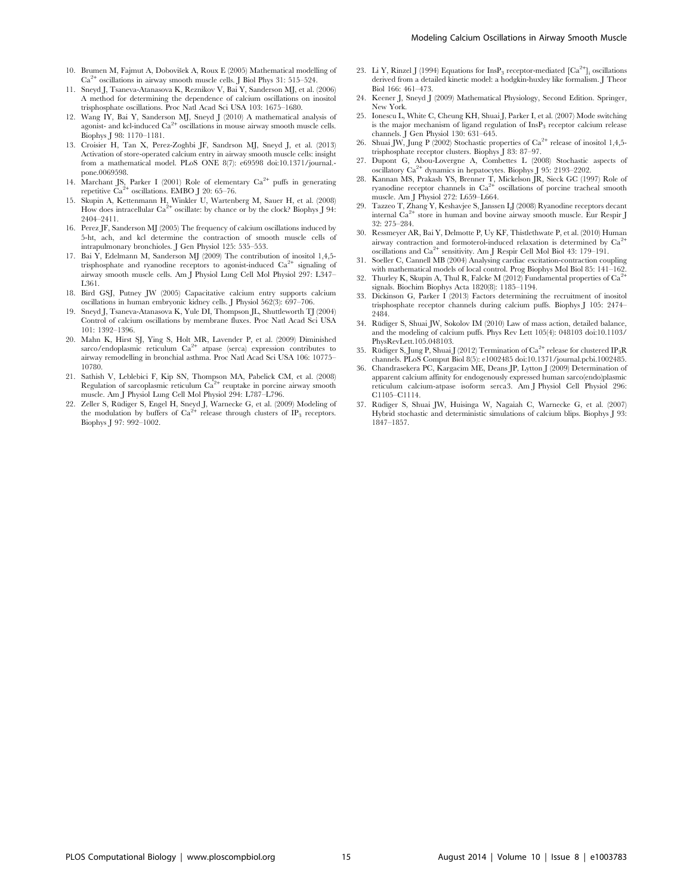10. Brumen M, Fajmut A, Dobovišek A, Roux E (2005) Mathematical modelling of $Ca^{2+}$ oscillations in airway smooth muscle cells. J Biol Phys 31: 515–524.
11. Sneyd J, Tsaneva-Atanasova K, Reznikov V, Bai Y, Sanderson MJ, et al. (2006) A method for determining the dependence of calcium oscillations on inositol trisphosphate oscillations. Proc Natl Acad Sci USA 103: 1675–1680.
12. Wang IY, Bai Y, Sanderson MJ, Sneyd J (2010) A mathematical analysis of agonist- and kcl-induced $Ca^{2+}$ oscillations in mouse airway smooth muscle cells. Biophys J 98: 1170–1181.
13. Croisier H, Tan X, Perez-Zoghbi JF, Sandrson MJ, Sneyd J, et al. (2013) Activation of store-operated calcium entry in airway smooth muscle cells: insight from a mathematical model. PLoS ONE 8(7): e69598 doi:10.1371/journal.pone.0069598.
14. Marchant JS, Parker I (2001) Role of elementary $Ca^{2+}$ puffs in generating repetitive $Ca^{2+}$ oscillations. EMBO J 20: 65–76.
15. Skupin A, Kettenmann H, Winkler U, Wartenberg M, Sauer H, et al. (2008) How does intracellular $Ca^{2+}$ oscillate: by chance or by the clock? Biophys J 94: 2404–2411.
16. Perez JF, Sanderson MJ (2005) The frequency of calcium oscillations induced by 5-ht, ach, and kcl determine the contraction of smooth muscle cells of intrapulmonary bronchioles. J Gen Physiol 125: 535–553.
17. Bai Y, Edelmann M, Sanderson MJ (2009) The contribution of inositol 1,4,5-trisphosphate and ryanodine receptors to agonist-induced $Ca^{2+}$ signaling of airway smooth muscle cells. Am J Physiol Lung Cell Mol Physiol 297: L347–L361.
18. Bird GSJ, Putney JW (2005) Capacitative calcium entry supports calcium oscillations in human embryonic kidney cells. J Physiol 562(3): 697–706.
19. Sneyd J, Tsaneva-Atanasova K, Yule DI, Thompson JL, Shuttleworth TJ (2004) Control of calcium oscillations by membrane fluxes. Proc Natl Acad Sci USA 101: 1392–1396.
20. Mahn K, Hirst SJ, Ying S, Holt MR, Lavender P, et al. (2009) Diminished sarco/endoplasmic reticulum $Ca^{2+}$ atpase (serca) expression contributes to airway remodelling in bronchial asthma. Proc Natl Acad Sci USA 106: 10775–10780.
21. Sathish V, Leblebici F, Kip SN, Thompson MA, Pabelick CM, et al. (2008) Regulation of sarcoplasmic reticulum $Ca^{2+}$ reuptake in porcine airway smooth muscle. Am J Physiol Lung Cell Mol Physiol 294: L787–L796.
22. Zeller S, Rüdiger S, Engel H, Sneyd J, Warnecke G, et al. (2009) Modeling of the modulation by buffers of $Ca^{2+}$ release through clusters of $IP_3$ receptors. Biophys J 97: 992–1002.
23. Li Y, Rinzel J (1994) Equations for $InsP_3$ receptor-mediated $[Ca^{2+}]_i$ oscillations derived from a detailed kinetic model: a hodgkin-huxley like formalism. J Theor Biol 166: 461–473.
24. Keener J, Sneyd J (2009) Mathematical Physiology, Second Edition. Springer, New York.
25. Ionescu L, White C, Cheung KH, Shuai J, Parker I, et al. (2007) Mode switching is the major mechanism of ligand regulation of $InsP_3$ receptor calcium release channels. J Gen Physiol 130: 631–645.
26. Shuai JW, Jung P (2002) Stochastic properties of $Ca^{2+}$ release of inositol 1,4,5-trisphosphate receptor clusters. Biophys J 83: 87–97.
27. Dupont G, Abou-Lovergne A, Combettes L (2008) Stochastic aspects of oscillatory $Ca^{2+}$ dynamics in hepatocytes. Biophys J 95: 2193–2202.
28. Kannan MS, Prakash YS, Brenner T, Mickelson JR, Sieck GC (1997) Role of ryanodine receptor channels in $Ca^{2+}$ oscillations of porcine tracheal smooth muscle. Am J Physiol 272: L659–L664.
29. Tazzeo T, Zhang Y, Keshavjee S, Janssen LJ (2008) Ryanodine receptors decant internal $Ca^{2+}$ store in human and bovine airway smooth muscle. Eur Respir J 32: 275–284.
30. Ressmeyer AR, Bai Y, Delmotte P, Uy KF, Thistlethwate P, et al. (2010) Human airway contraction and formoterol-induced relaxation is determined by $Ca^{2+}$ oscillations and $Ca^{2+}$ sensitivity. Am J Respir Cell Mol Biol 43: 179–191.
31. Soeller C, Cannell MB (2004) Analysing cardiac excitation-contraction coupling with mathematical models of local control. Prog Biophys Mol Biol 85: 141–162.
32. Thurley K, Skupin A, Thul R, Falcke M (2012) Fundamental properties of $Ca^{2+}$ signals. Biochim Biophys Acta 1820(8): 1185–1194.
33. Dickinson G, Parker I (2013) Factors determining the recruitment of inositol trisphosphate receptor channels during calcium puffs. Biophys J 105: 2474–2484.
34. Rüdiger S, Shuai JW, Sokolov IM (2010) Law of mass action, detailed balance, and the modeling of calcium puffs. Phys Rev Lett 105(4): 048103 doi:10.1103/PhysRevLett.105.048103.
35. Rüdiger S, Jung P, Shuai J (2012) Termination of $Ca^{2+}$ release for clustered $IP_3R$ channels. PLoS Comput Biol 8(5): e1002485 doi:10.1371/journal.pcbi.1002485.
36. Chandrasekera PC, Kargacim ME, Deans JP, Lytton J (2009) Determination of apparent calcium affinity for endogenously expressed human sarco(endo)plasmic reticulum calcium-atpase isoform serca3. Am J Physiol Cell Physiol 296: C1105–C1114.
37. Rüdiger S, Shuai JW, Huisinga W, Nagaiah C, Warnecke G, et al. (2007) Hybrid stochastic and deterministic simulations of calcium blips. Biophys J 93: 1847–1857.